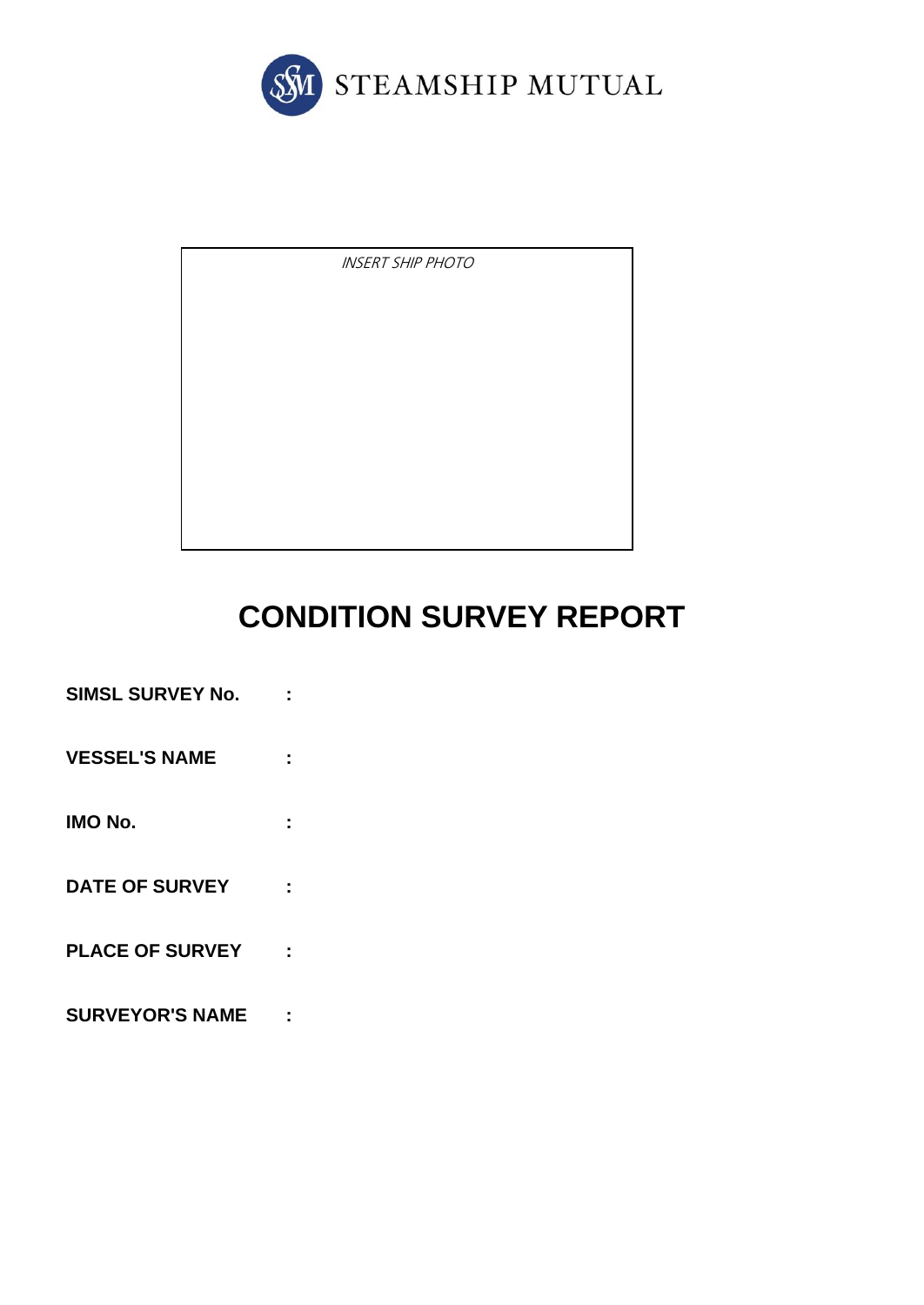STEAMSHIP MUTUAL

*INSERT SHIP PHOTO*

# CONDITION SURVEY REPORT

**SIMSL SURVEY No.** :

**VESSEL'S NAME** :

**IMO No.** :

**DATE OF SURVEY** :

**PLACE OF SURVEY** :

**SURVEYOR'S NAME** :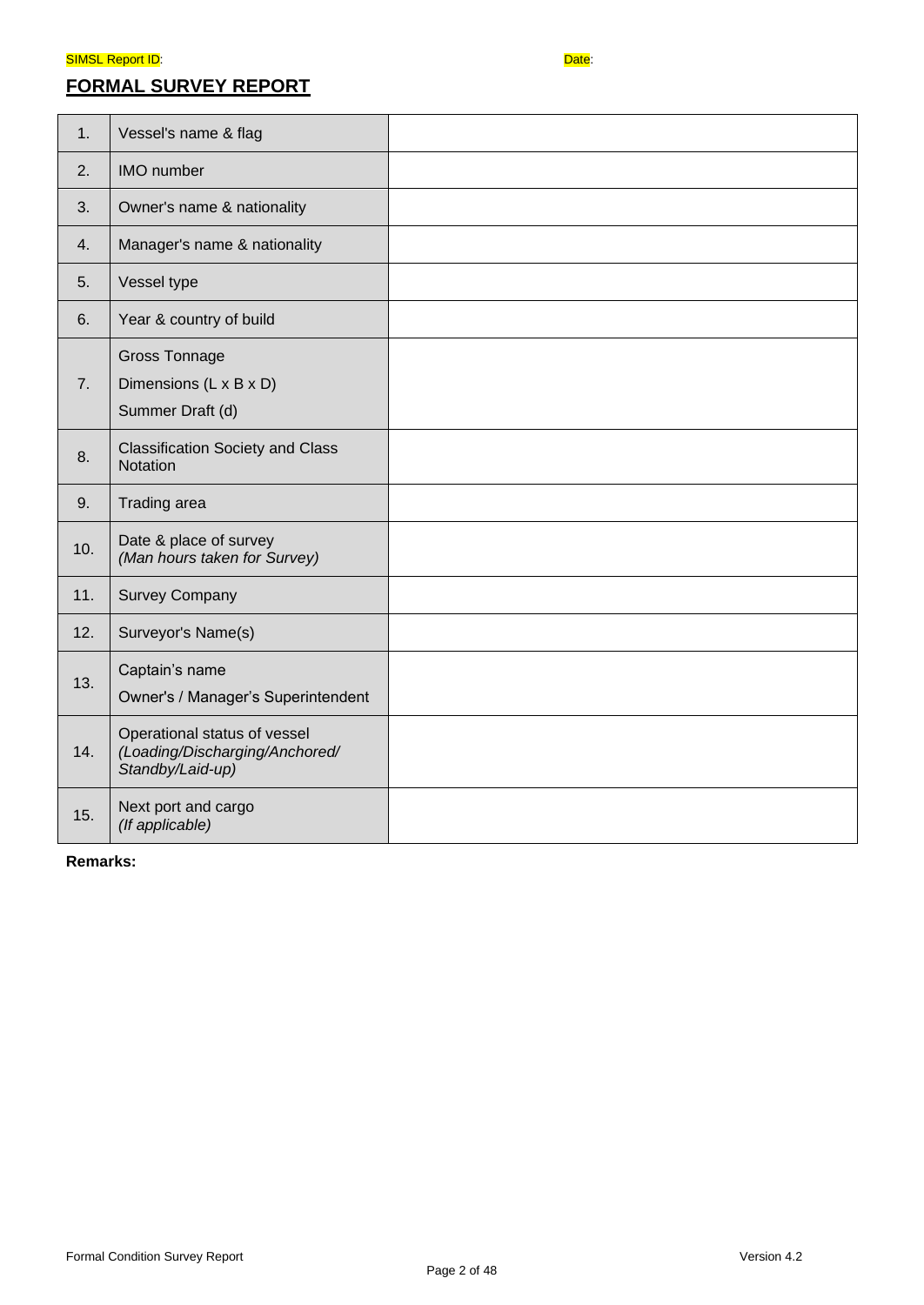SIMSL Report ID: Date:

## FORMAL SURVEY REPORT

| | | |
|---|---|---|
| 1. | Vessel's name & flag | |
| 2. | IMO number | |
| 3. | Owner's name & nationality | |
| 4. | Manager's name & nationality | |
| 5. | Vessel type | |
| 6. | Year & country of build | |
| 7. | Gross Tonnage<br>Dimensions (L x B x D)<br>Summer Draft (d) | |
| 8. | Classification Society and Class Notation | |
| 9. | Trading area | |
| 10. | Date & place of survey<br>*(Man hours taken for Survey)* | |
| 11. | Survey Company | |
| 12. | Surveyor's Name(s) | |
| 13. | Captain's name<br>Owner's / Manager's Superintendent | |
| 14. | Operational status of vessel<br>*(Loading/Discharging/Anchored/ Standby/Laid-up)* | |
| 15. | Next port and cargo<br>*(If applicable)* | |

**Remarks:**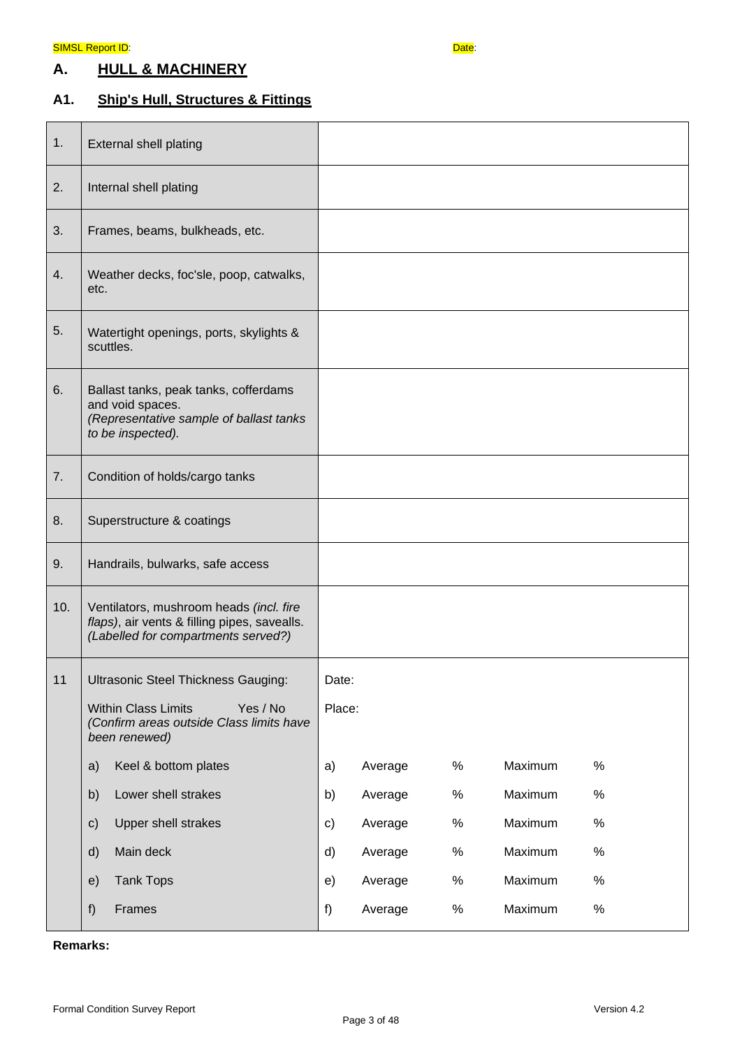SIMSL Report ID: Date:

# A. HULL & MACHINERY

## A1. Ship's Hull, Structures & Fittings

| | | | | | | |
|---|---|---|---|---|---|---|
| 1. | External shell plating | | | | | |
| 2. | Internal shell plating | | | | | |
| 3. | Frames, beams, bulkheads, etc. | | | | | |
| 4. | Weather decks, foc'sle, poop, catwalks, etc. | | | | | |
| 5. | Watertight openings, ports, skylights & scuttles. | | | | | |
| 6. | Ballast tanks, peak tanks, cofferdams and void spaces. *(Representative sample of ballast tanks to be inspected).* | | | | | |
| 7. | Condition of holds/cargo tanks | | | | | |
| 8. | Superstructure & coatings | | | | | |
| 9. | Handrails, bulwarks, safe access | | | | | |
| 10. | Ventilators, mushroom heads *(incl. fire flaps)*, air vents & filling pipes, savealls. *(Labelled for compartments served?)* | | | | | |
| 11 | Ultrasonic Steel Thickness Gauging: | Date: | | | | |
| | Within Class Limits Yes / No *(Confirm areas outside Class limits have been renewed)* | Place: | | | | |
| | a) Keel & bottom plates | a) | Average | % | Maximum | % |
| | b) Lower shell strakes | b) | Average | % | Maximum | % |
| | c) Upper shell strakes | c) | Average | % | Maximum | % |
| | d) Main deck | d) | Average | % | Maximum | % |
| | e) Tank Tops | e) | Average | % | Maximum | % |
| | f) Frames | f) | Average | % | Maximum | % |

**Remarks:**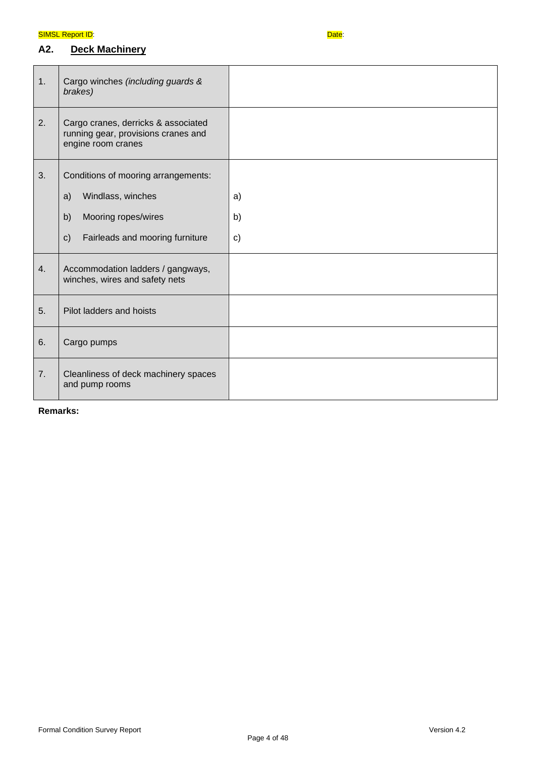SIMSL Report ID: Date:

## A2. Deck Machinery

| | | |
|---|---|---|
| 1. | Cargo winches *(including guards & brakes)* | |
| 2. | Cargo cranes, derricks & associated running gear, provisions cranes and engine room cranes | |
| 3. | Conditions of mooring arrangements:<br>a) Windlass, winches<br>b) Mooring ropes/wires<br>c) Fairleads and mooring furniture | <br>a)<br>b)<br>c) |
| 4. | Accommodation ladders / gangways, winches, wires and safety nets | |
| 5. | Pilot ladders and hoists | |
| 6. | Cargo pumps | |
| 7. | Cleanliness of deck machinery spaces and pump rooms | |

**Remarks:**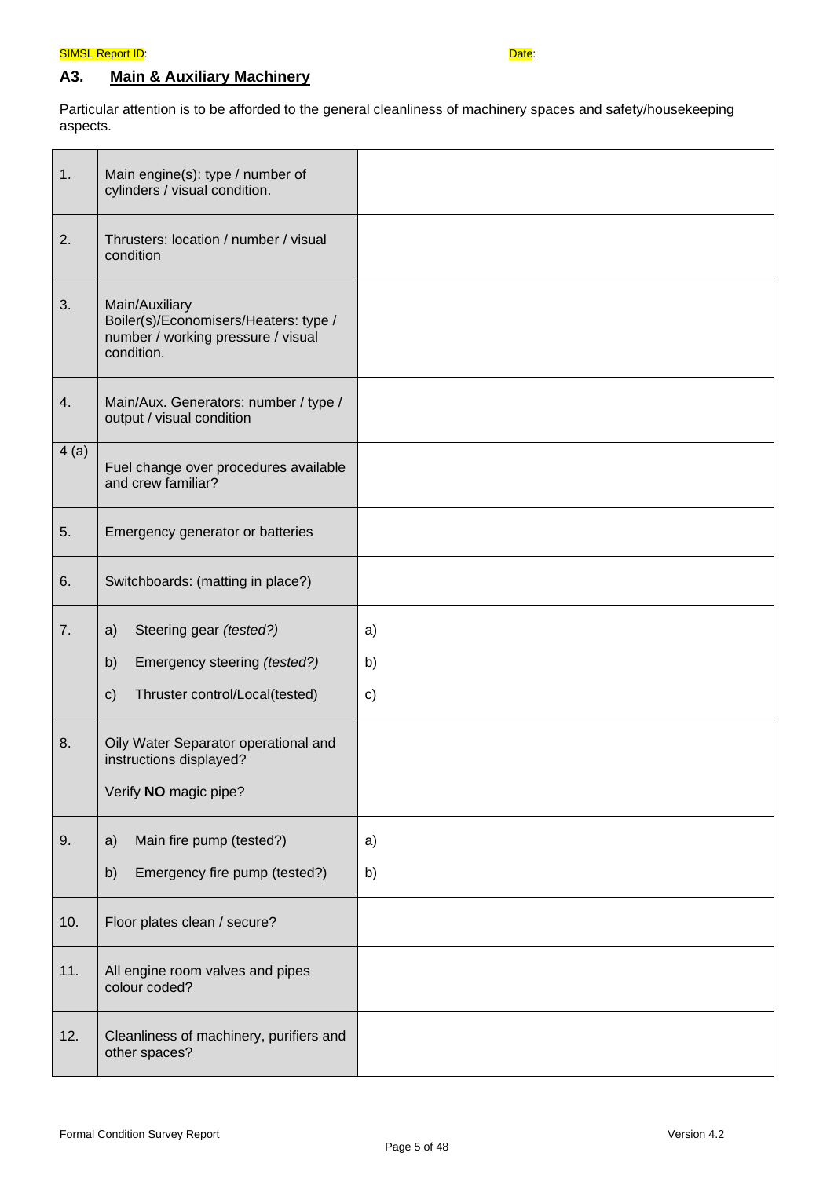SIMSL Report ID: Date:

## A3. Main & Auxiliary Machinery

Particular attention is to be afforded to the general cleanliness of machinery spaces and safety/housekeeping aspects.

| | | |
|---|---|---|
| 1. | Main engine(s): type / number of cylinders / visual condition. | |
| 2. | Thrusters: location / number / visual condition | |
| 3. | Main/Auxiliary Boiler(s)/Economisers/Heaters: type / number / working pressure / visual condition. | |
| 4. | Main/Aux. Generators: number / type / output / visual condition | |
| 4 (a) | Fuel change over procedures available and crew familiar? | |
| 5. | Emergency generator or batteries | |
| 6. | Switchboards: (matting in place?) | |
| 7. | a) Steering gear *(tested?)*<br>b) Emergency steering *(tested?)*<br>c) Thruster control/Local(tested) | a)<br>b)<br>c) |
| 8. | Oily Water Separator operational and instructions displayed?<br>Verify **NO** magic pipe? | |
| 9. | a) Main fire pump (tested?)<br>b) Emergency fire pump (tested?) | a)<br>b) |
| 10. | Floor plates clean / secure? | |
| 11. | All engine room valves and pipes colour coded? | |
| 12. | Cleanliness of machinery, purifiers and other spaces? | |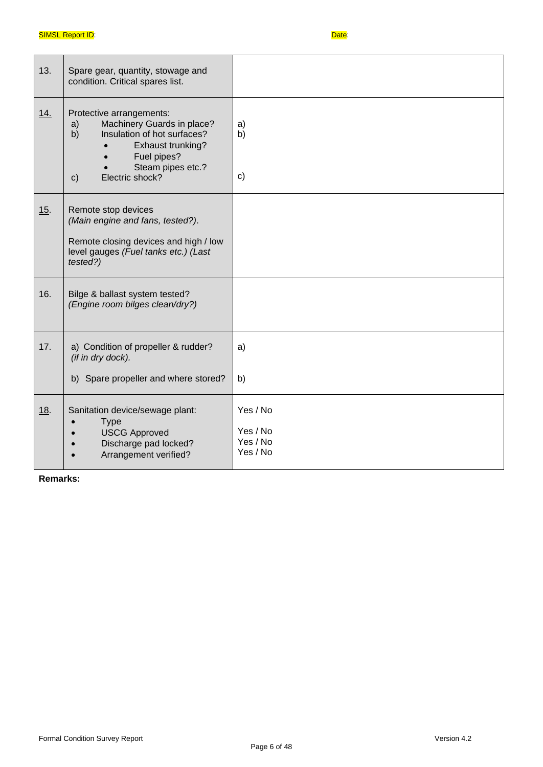SIMSL Report ID: Date:

| | | |
|---|---|---|
| 13. | Spare gear, quantity, stowage and condition. Critical spares list. | |
| 14. | Protective arrangements:<br>a) Machinery Guards in place?<br>b) Insulation of hot surfaces?<br>• Exhaust trunking?<br>• Fuel pipes?<br>• Steam pipes etc.?<br>c) Electric shock? | a)<br>b)<br><br><br><br>c) |
| 15. | Remote stop devices<br>*(Main engine and fans, tested?)*.<br><br>Remote closing devices and high / low level gauges *(Fuel tanks etc.) (Last tested?)* | |
| 16. | Bilge & ballast system tested?<br>*(Engine room bilges clean/dry?)* | |
| 17. | a) Condition of propeller & rudder? *(if in dry dock).*<br><br>b) Spare propeller and where stored? | a)<br><br>b) |
| 18. | Sanitation device/sewage plant:<br>• Type<br>• USCG Approved<br>• Discharge pad locked?<br>• Arrangement verified? | Yes / No<br><br>Yes / No<br>Yes / No<br>Yes / No |

**Remarks:**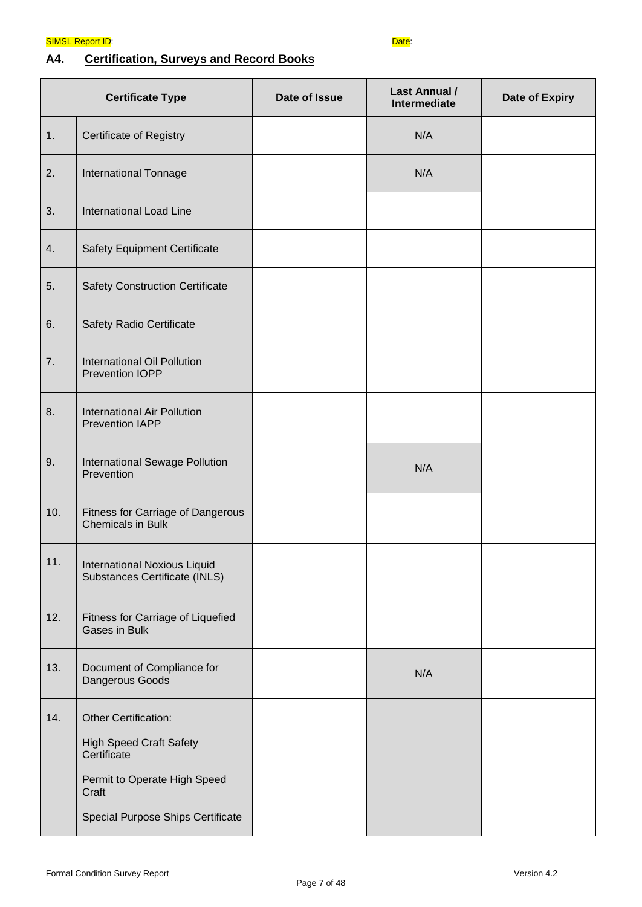SIMSL Report ID: Date:

## A4. Certification, Surveys and Record Books

| Certificate Type | | Date of Issue | Last Annual / Intermediate | Date of Expiry |
|---|---|---|---|---|
| 1. | Certificate of Registry | | N/A | |
| 2. | International Tonnage | | N/A | |
| 3. | International Load Line | | | |
| 4. | Safety Equipment Certificate | | | |
| 5. | Safety Construction Certificate | | | |
| 6. | Safety Radio Certificate | | | |
| 7. | International Oil Pollution Prevention IOPP | | | |
| 8. | International Air Pollution Prevention IAPP | | | |
| 9. | International Sewage Pollution Prevention | | N/A | |
| 10. | Fitness for Carriage of Dangerous Chemicals in Bulk | | | |
| 11. | International Noxious Liquid Substances Certificate (INLS) | | | |
| 12. | Fitness for Carriage of Liquefied Gases in Bulk | | | |
| 13. | Document of Compliance for Dangerous Goods | | N/A | |
| 14. | Other Certification:<br>High Speed Craft Safety Certificate<br>Permit to Operate High Speed Craft<br>Special Purpose Ships Certificate | | | |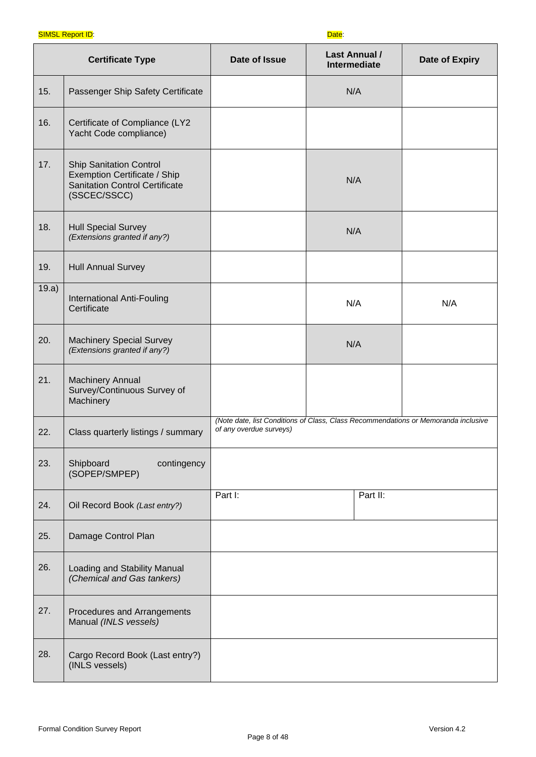SIMSL Report ID: Date:

| Certificate Type | | Date of Issue | Last Annual / Intermediate | Date of Expiry |
|---|---|---|---|---|
| 15. | Passenger Ship Safety Certificate | | N/A | |
| 16. | Certificate of Compliance (LY2 Yacht Code compliance) | | | |
| 17. | Ship Sanitation Control Exemption Certificate / Ship Sanitation Control Certificate (SSCEC/SSCC) | | N/A | |
| 18. | Hull Special Survey *(Extensions granted if any?)* | | N/A | |
| 19. | Hull Annual Survey | | | |
| 19.a) | International Anti-Fouling Certificate | | N/A | N/A |
| 20. | Machinery Special Survey *(Extensions granted if any?)* | | N/A | |
| 21. | Machinery Annual Survey/Continuous Survey of Machinery | | | |
| 22. | Class quarterly listings / summary | *(Note date, list Conditions of Class, Class Recommendations or Memoranda inclusive of any overdue surveys)* | | |
| 23. | Shipboard contingency (SOPEP/SMPEP) | | | |
| 24. | Oil Record Book *(Last entry?)* | Part I: | Part II: | |
| 25. | Damage Control Plan | | | |
| 26. | Loading and Stability Manual *(Chemical and Gas tankers)* | | | |
| 27. | Procedures and Arrangements Manual *(INLS vessels)* | | | |
| 28. | Cargo Record Book (Last entry?) (INLS vessels) | | | |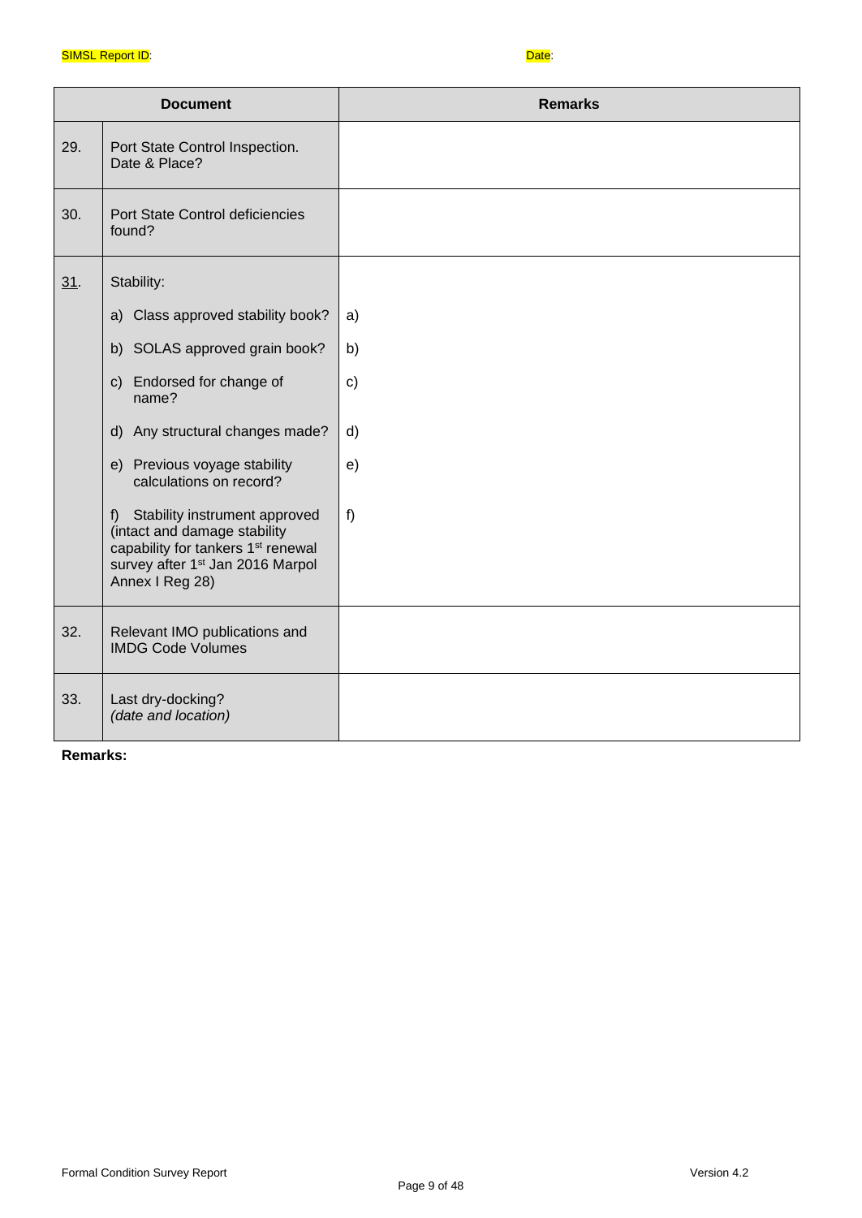SIMSL Report ID: Date:

| Document | | Remarks |
|---|---|---|
| 29. | Port State Control Inspection. Date & Place? | |
| 30. | Port State Control deficiencies found? | |
| 31. | Stability:<br>a) Class approved stability book?<br>b) SOLAS approved grain book?<br>c) Endorsed for change of name?<br>d) Any structural changes made?<br>e) Previous voyage stability calculations on record?<br>f) Stability instrument approved (intact and damage stability capability for tankers 1st renewal survey after 1st Jan 2016 Marpol Annex I Reg 28) | a)<br>b)<br>c)<br>d)<br>e)<br>f) |
| 32. | Relevant IMO publications and IMDG Code Volumes | |
| 33. | Last dry-docking? *(date and location)* | |

**Remarks:**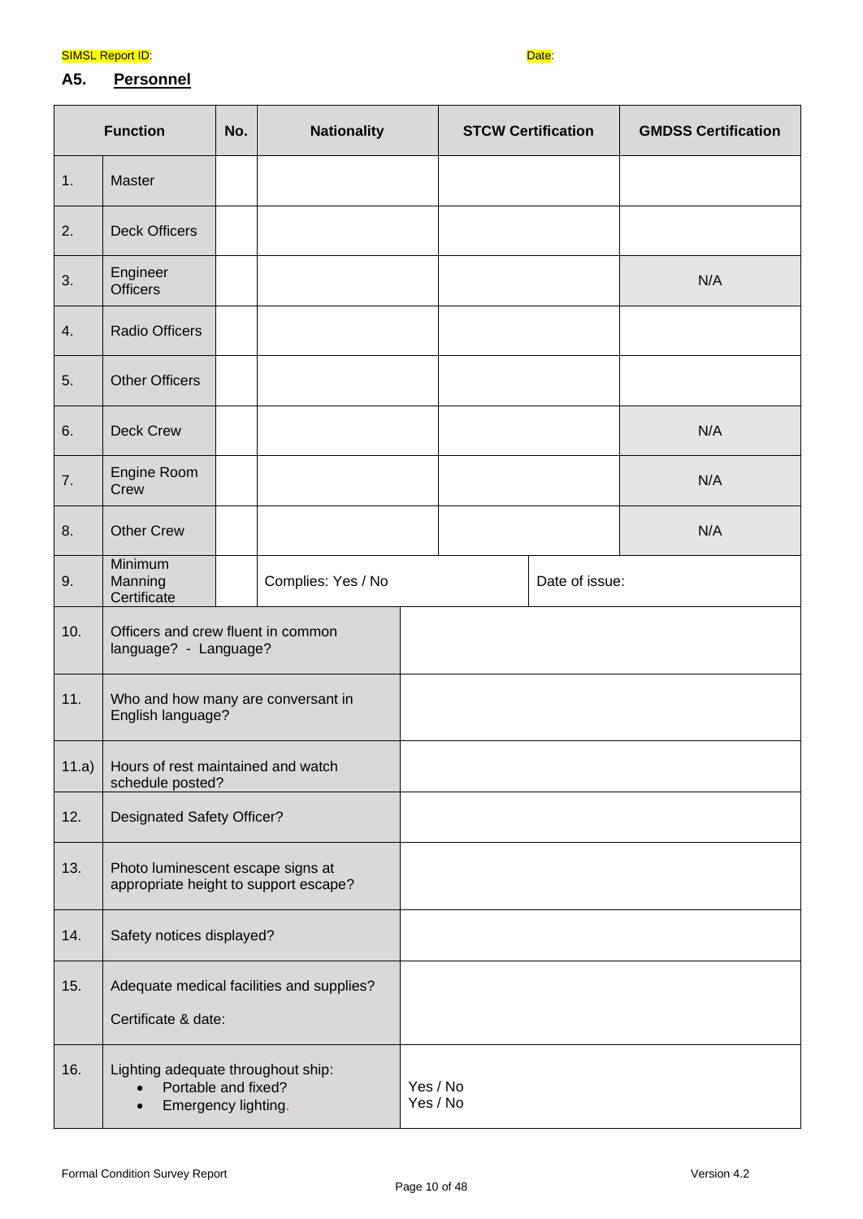SIMSL Report ID: Date:

## A5. Personnel

| Function | | No. | Nationality | STCW Certification | GMDSS Certification |
|---|---|---|---|---|---|
| 1. | Master | | | | |
| 2. | Deck Officers | | | | |
| 3. | Engineer Officers | | | | N/A |
| 4. | Radio Officers | | | | |
| 5. | Other Officers | | | | |
| 6. | Deck Crew | | | | N/A |
| 7. | Engine Room Crew | | | | N/A |
| 8. | Other Crew | | | | N/A |
| 9. | Minimum Manning Certificate | | Complies: Yes / No | Date of issue: | |

| | | |
|---|---|---|
| 10. | Officers and crew fluent in common language? - Language? | |
| 11. | Who and how many are conversant in English language? | |
| 11.a) | Hours of rest maintained and watch schedule posted? | |
| 12. | Designated Safety Officer? | |
| 13. | Photo luminescent escape signs at appropriate height to support escape? | |
| 14. | Safety notices displayed? | |
| 15. | Adequate medical facilities and supplies?<br>Certificate & date: | |
| 16. | Lighting adequate throughout ship:<br>• Portable and fixed?<br>• Emergency lighting. | Yes / No<br>Yes / No |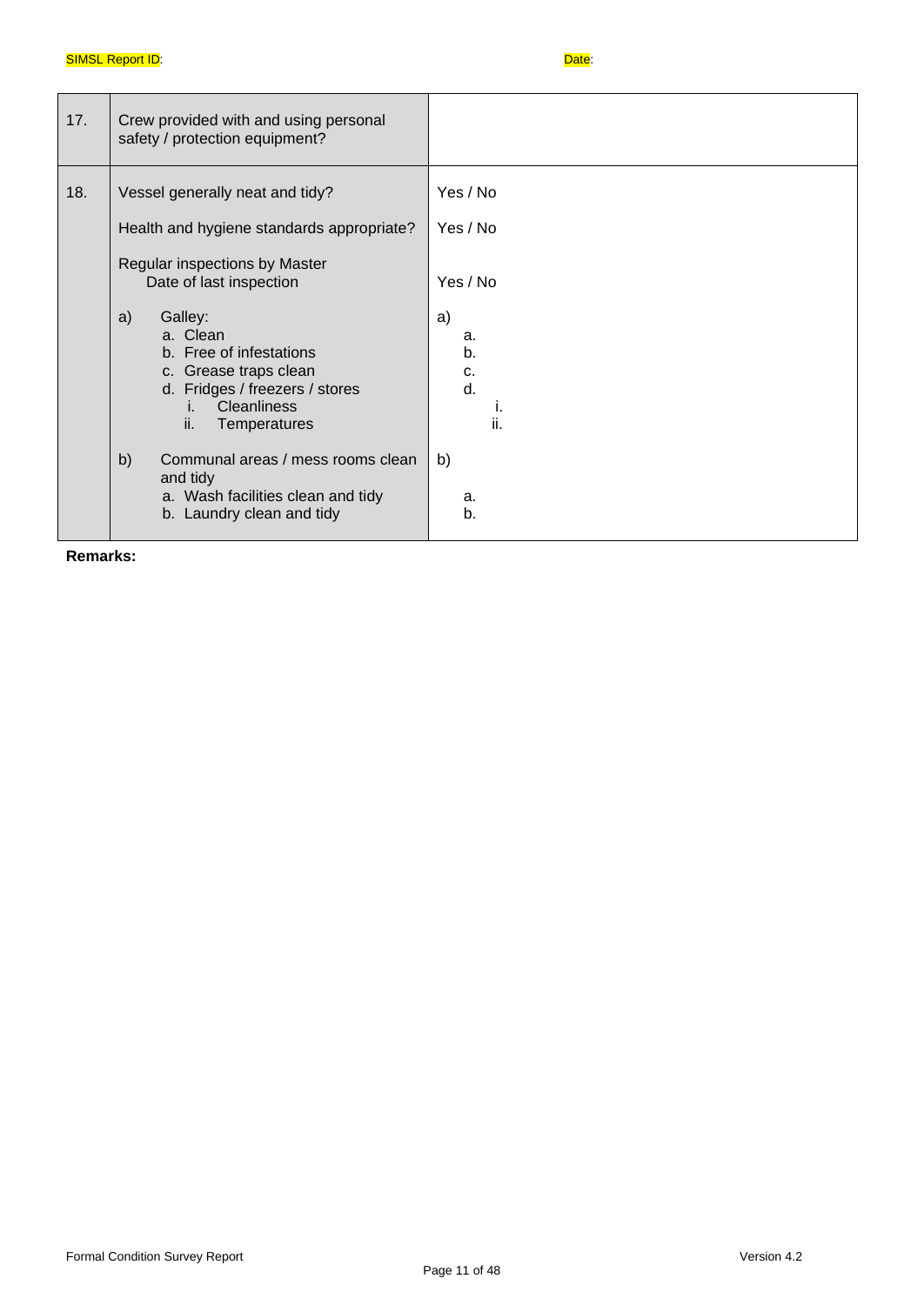SIMSL Report ID: Date:

| | | |
|---|---|---|
| 17. | Crew provided with and using personal safety / protection equipment? | |
| 18. | Vessel generally neat and tidy?<br><br>Health and hygiene standards appropriate?<br><br>Regular inspections by Master<br>Date of last inspection<br><br>a) Galley:<br>a. Clean<br>b. Free of infestations<br>c. Grease traps clean<br>d. Fridges / freezers / stores<br>i. Cleanliness<br>ii. Temperatures<br><br>b) Communal areas / mess rooms clean and tidy<br>a. Wash facilities clean and tidy<br>b. Laundry clean and tidy | Yes / No<br><br>Yes / No<br><br><br>Yes / No<br><br>a)<br>a.<br>b.<br>c.<br>d.<br>i.<br>ii.<br><br>b)<br><br>a.<br>b. |

**Remarks:**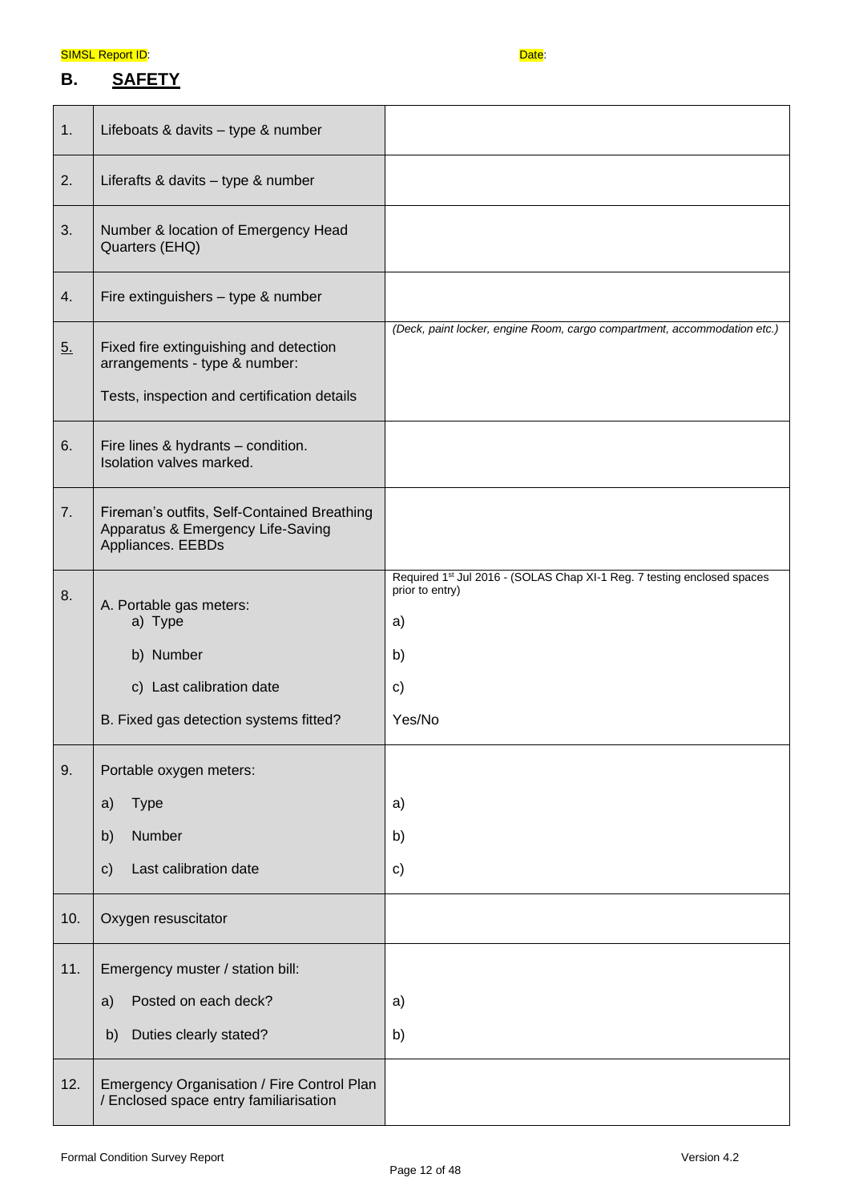SIMSL Report ID: Date:

## B. SAFETY

| | | |
|---|---|---|
| 1. | Lifeboats & davits – type & number | |
| 2. | Liferafts & davits – type & number | |
| 3. | Number & location of Emergency Head Quarters (EHQ) | |
| 4. | Fire extinguishers – type & number | |
| 5. | Fixed fire extinguishing and detection arrangements - type & number:<br><br>Tests, inspection and certification details | *(Deck, paint locker, engine Room, cargo compartment, accommodation etc.)* |
| 6. | Fire lines & hydrants – condition. Isolation valves marked. | |
| 7. | Fireman's outfits, Self-Contained Breathing Apparatus & Emergency Life-Saving Appliances. EEBDs | |
| 8. | A. Portable gas meters:<br>a) Type<br>b) Number<br>c) Last calibration date<br><br>B. Fixed gas detection systems fitted? | Required 1st Jul 2016 - (SOLAS Chap XI-1 Reg. 7 testing enclosed spaces prior to entry)<br>a)<br>b)<br>c)<br><br>Yes/No |
| 9. | Portable oxygen meters:<br>a) Type<br>b) Number<br>c) Last calibration date | <br>a)<br>b)<br>c) |
| 10. | Oxygen resuscitator | |
| 11. | Emergency muster / station bill:<br>a) Posted on each deck?<br>b) Duties clearly stated? | <br>a)<br>b) |
| 12. | Emergency Organisation / Fire Control Plan / Enclosed space entry familiarisation | |

Formal Condition Survey Report Version 4.2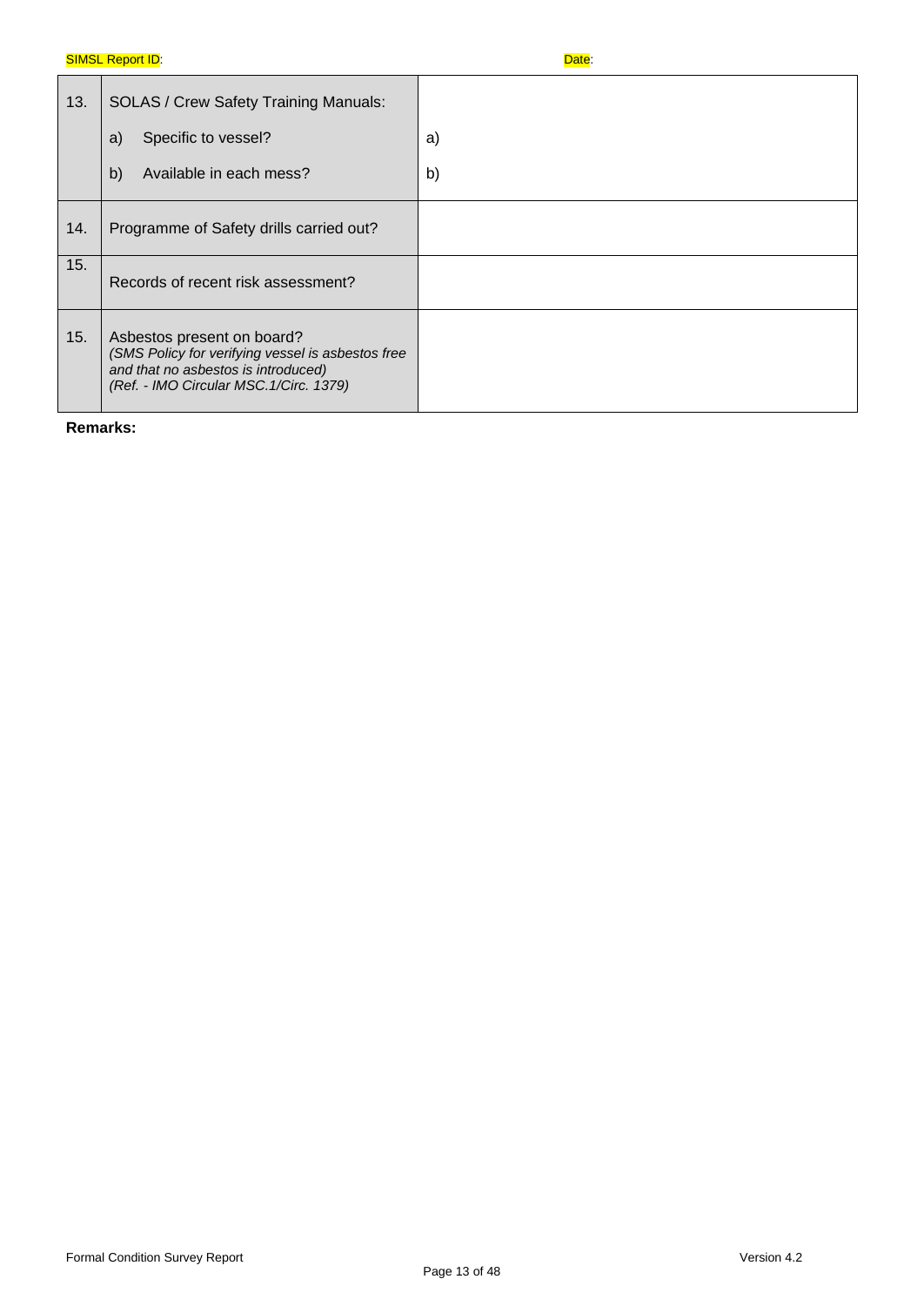SIMSL Report ID: Date:

| | | |
|---|---|---|
| 13. | SOLAS / Crew Safety Training Manuals:<br>a) Specific to vessel?<br>b) Available in each mess? | <br>a)<br>b) |
| 14. | Programme of Safety drills carried out? | |
| 15. | Records of recent risk assessment? | |
| 15. | Asbestos present on board?<br>*(SMS Policy for verifying vessel is asbestos free and that no asbestos is introduced)*<br>*(Ref. - IMO Circular MSC.1/Circ. 1379)* | |

**Remarks:**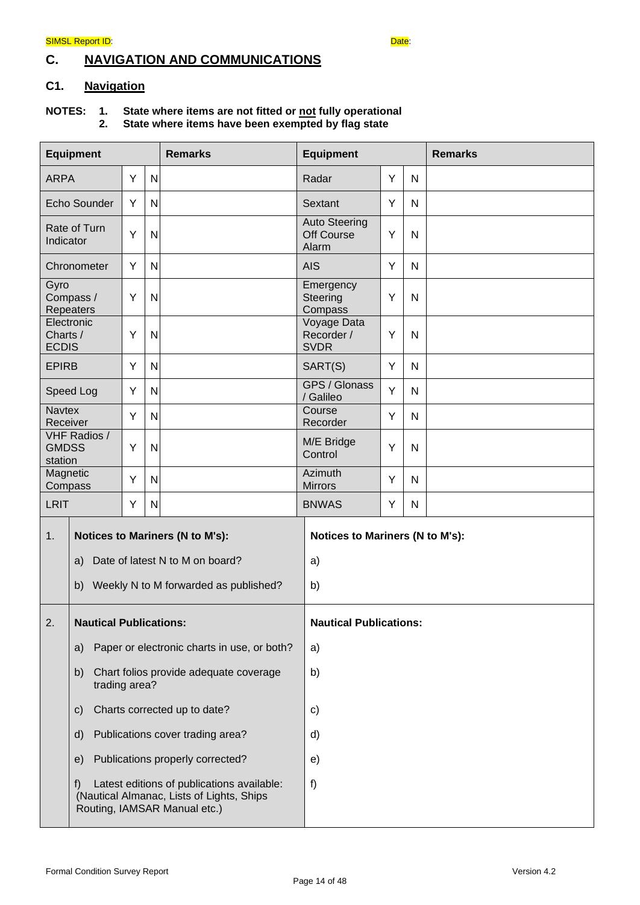SIMSL Report ID: Date:

# C. NAVIGATION AND COMMUNICATIONS

## C1. Navigation

**NOTES: 1. State where items are not fitted or not fully operational**
**2. State where items have been exempted by flag state**

| Equipment | | | Remarks | Equipment | | | Remarks |
|---|---|---|---|---|---|---|---|
| ARPA | Y | N | | Radar | Y | N | |
| Echo Sounder | Y | N | | Sextant | Y | N | |
| Rate of Turn Indicator | Y | N | | Auto Steering Off Course Alarm | Y | N | |
| Chronometer | Y | N | | AIS | Y | N | |
| Gyro Compass / Repeaters | Y | N | | Emergency Steering Compass | Y | N | |
| Electronic Charts / ECDIS | Y | N | | Voyage Data Recorder / SVDR | Y | N | |
| EPIRB | Y | N | | SART(S) | Y | N | |
| Speed Log | Y | N | | GPS / Glonass / Galileo | Y | N | |
| Navtex Receiver | Y | N | | Course Recorder | Y | N | |
| VHF Radios / GMDSS station | Y | N | | M/E Bridge Control | Y | N | |
| Magnetic Compass | Y | N | | Azimuth Mirrors | Y | N | |
| LRIT | Y | N | | BNWAS | Y | N | |

| | | |
|---|---|---|
| 1. | **Notices to Mariners (N to M's):** | **Notices to Mariners (N to M's):** |
| | a) Date of latest N to M on board? | a) |
| | b) Weekly N to M forwarded as published? | b) |
| 2. | **Nautical Publications:** | **Nautical Publications:** |
| | a) Paper or electronic charts in use, or both? | a) |
| | b) Chart folios provide adequate coverage trading area? | b) |
| | c) Charts corrected up to date? | c) |
| | d) Publications cover trading area? | d) |
| | e) Publications properly corrected? | e) |
| | f) Latest editions of publications available: (Nautical Almanac, Lists of Lights, Ships Routing, IAMSAR Manual etc.) | f) |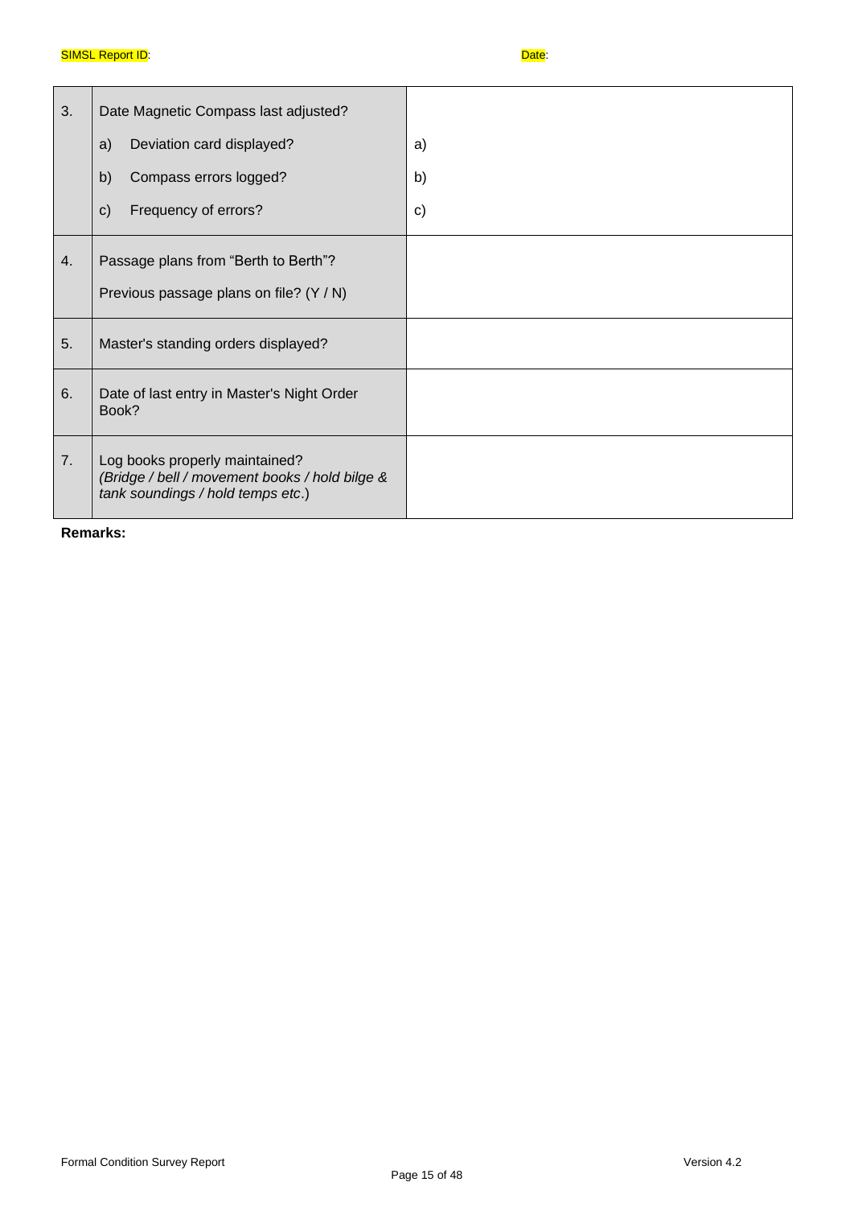| | | |
|---|---|---|
| 3. | Date Magnetic Compass last adjusted?<br>a) Deviation card displayed?<br>b) Compass errors logged?<br>c) Frequency of errors? | <br>a)<br>b)<br>c) |
| 4. | Passage plans from "Berth to Berth"?<br>Previous passage plans on file? (Y / N) | |
| 5. | Master's standing orders displayed? | |
| 6. | Date of last entry in Master's Night Order Book? | |
| 7. | Log books properly maintained?<br>*(Bridge / bell / movement books / hold bilge & tank soundings / hold temps etc*.) | |

**Remarks:**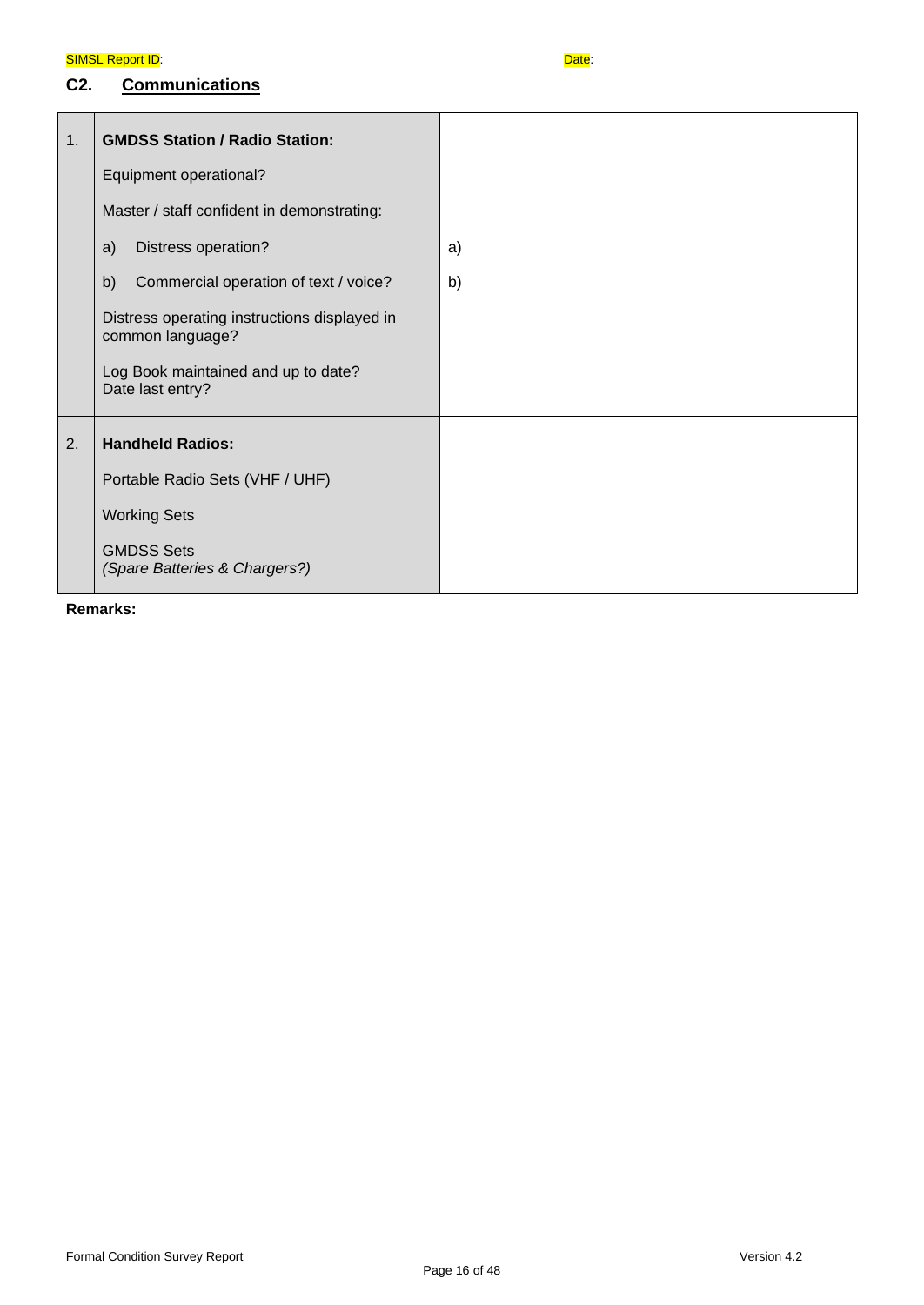SIMSL Report ID: Date:

## C2. Communications

| | | |
|---|---|---|
| 1. | **GMDSS Station / Radio Station:**<br><br>Equipment operational?<br><br>Master / staff confident in demonstrating:<br><br>a) Distress operation?<br><br>b) Commercial operation of text / voice?<br><br>Distress operating instructions displayed in common language?<br><br>Log Book maintained and up to date?<br>Date last entry? | a)<br><br>b) |
| 2. | **Handheld Radios:**<br><br>Portable Radio Sets (VHF / UHF)<br><br>Working Sets<br><br>GMDSS Sets<br>*(Spare Batteries & Chargers?)* | |

**Remarks:**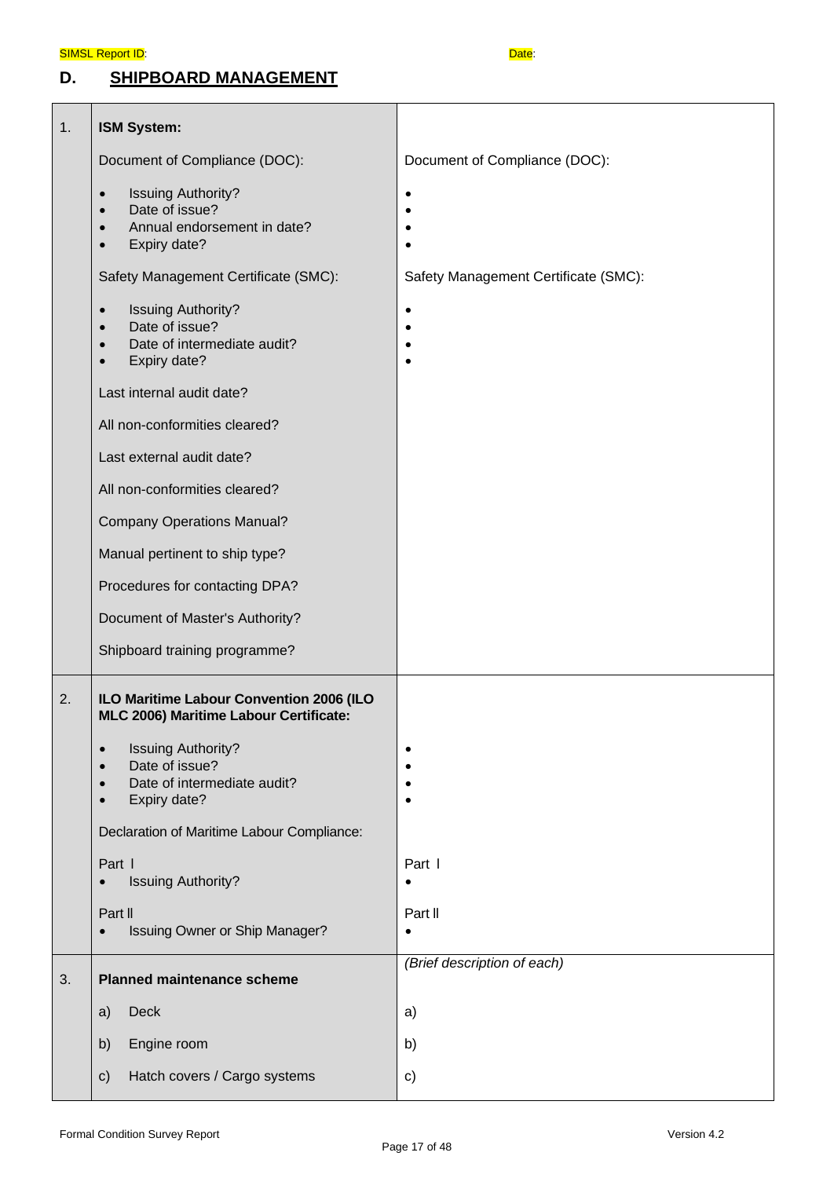SIMSL Report ID: Date:

## D. SHIPBOARD MANAGEMENT

| | | |
|---|---|---|
| 1. | **ISM System:**<br><br>Document of Compliance (DOC):<br>• Issuing Authority?<br>• Date of issue?<br>• Annual endorsement in date?<br>• Expiry date?<br><br>Safety Management Certificate (SMC):<br>• Issuing Authority?<br>• Date of issue?<br>• Date of intermediate audit?<br>• Expiry date?<br><br>Last internal audit date?<br><br>All non-conformities cleared?<br><br>Last external audit date?<br><br>All non-conformities cleared?<br><br>Company Operations Manual?<br><br>Manual pertinent to ship type?<br><br>Procedures for contacting DPA?<br><br>Document of Master's Authority?<br><br>Shipboard training programme? | Document of Compliance (DOC):<br>•<br>•<br>•<br>•<br><br>Safety Management Certificate (SMC):<br>•<br>•<br>•<br>• |
| 2. | **ILO Maritime Labour Convention 2006 (ILO MLC 2006) Maritime Labour Certificate:**<br>• Issuing Authority?<br>• Date of issue?<br>• Date of intermediate audit?<br>• Expiry date?<br><br>Declaration of Maritime Labour Compliance:<br><br>Part I<br>• Issuing Authority?<br><br>Part II<br>• Issuing Owner or Ship Manager? | •<br>•<br>•<br>•<br><br>Part I<br>•<br><br>Part II<br>• |
| 3. | **Planned maintenance scheme**<br><br>a) Deck<br><br>b) Engine room<br><br>c) Hatch covers / Cargo systems | *(Brief description of each)*<br><br>a)<br><br>b)<br><br>c) |

Formal Condition Survey Report Version 4.2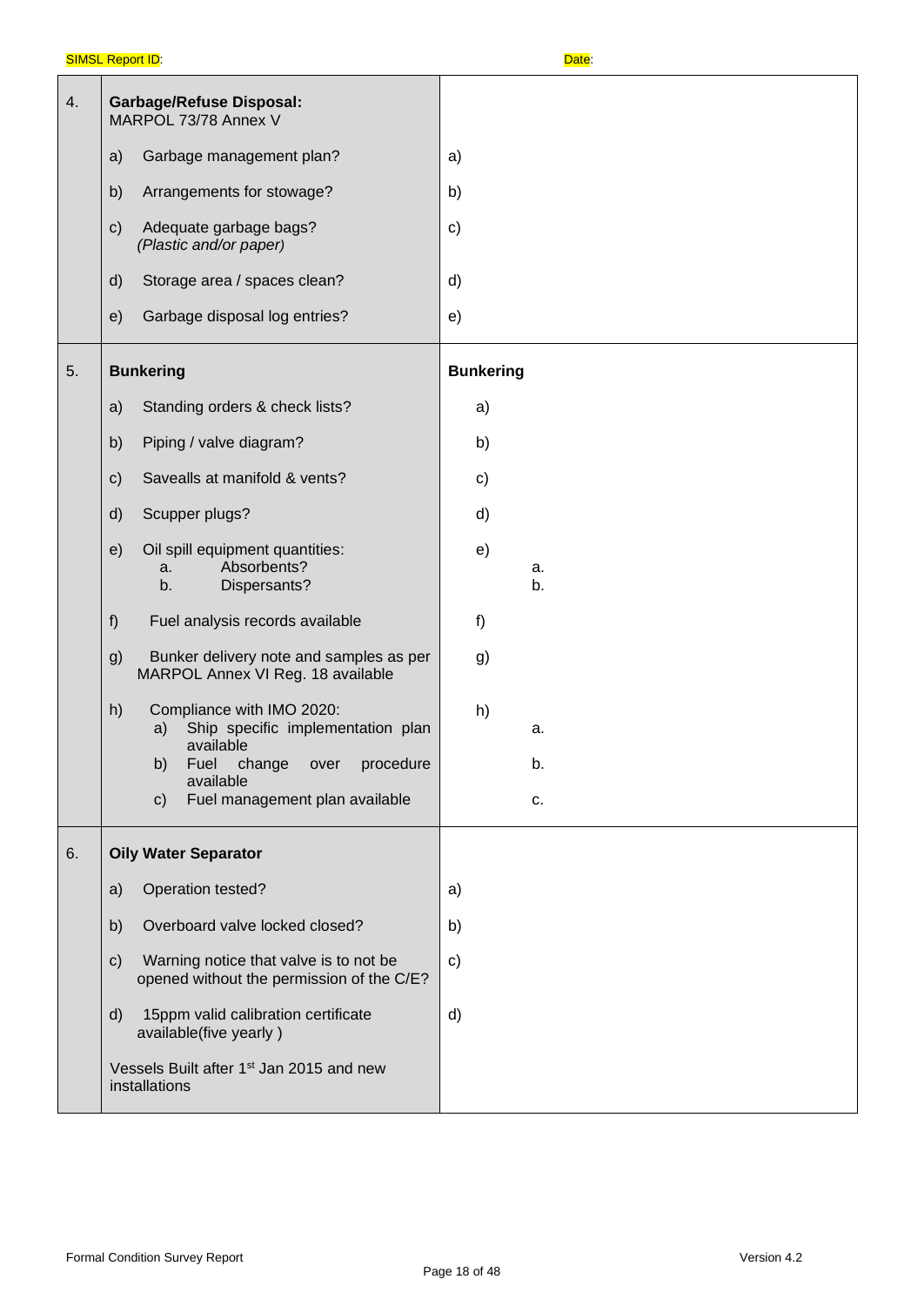SIMSL Report ID: Date:

| | | |
|---|---|---|
| 4. | **Garbage/Refuse Disposal:** MARPOL 73/78 Annex V | |
| | a) Garbage management plan? | a) |
| | b) Arrangements for stowage? | b) |
| | c) Adequate garbage bags? *(Plastic and/or paper)* | c) |
| | d) Storage area / spaces clean? | d) |
| | e) Garbage disposal log entries? | e) |
| 5. | **Bunkering** | **Bunkering** |
| | a) Standing orders & check lists? | a) |
| | b) Piping / valve diagram? | b) |
| | c) Savealls at manifold & vents? | c) |
| | d) Scupper plugs? | d) |
| | e) Oil spill equipment quantities: a. Absorbents? b. Dispersants? | e) a. b. |
| | f) Fuel analysis records available | f) |
| | g) Bunker delivery note and samples as per MARPOL Annex VI Reg. 18 available | g) |
| | h) Compliance with IMO 2020: a) Ship specific implementation plan available b) Fuel change over procedure available c) Fuel management plan available | h) a. b. c. |
| 6. | **Oily Water Separator** | |
| | a) Operation tested? | a) |
| | b) Overboard valve locked closed? | b) |
| | c) Warning notice that valve is to not be opened without the permission of the C/E? | c) |
| | d) 15ppm valid calibration certificate available(five yearly ) | d) |
| | Vessels Built after 1st Jan 2015 and new installations | |

Formal Condition Survey Report Version 4.2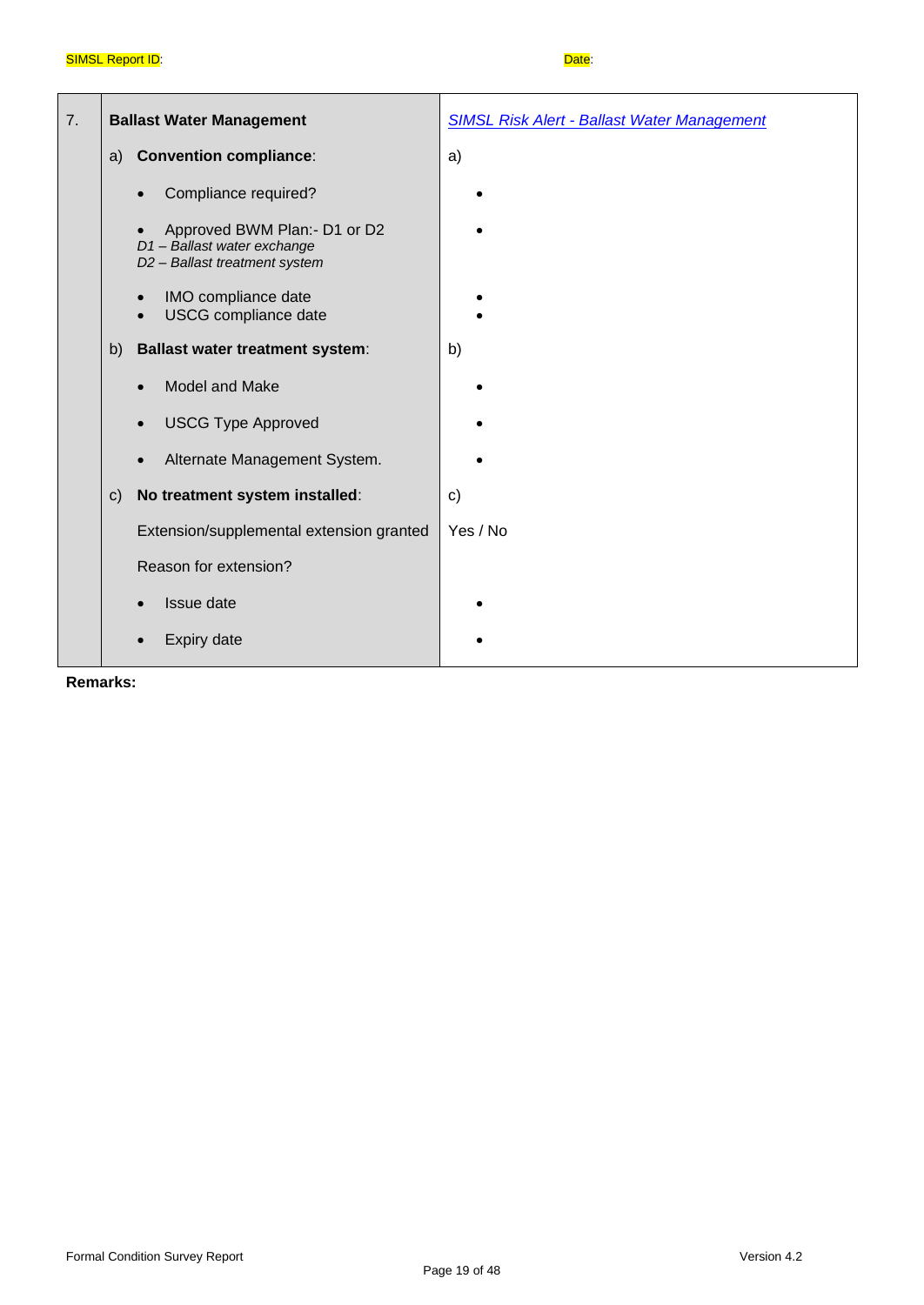SIMSL Report ID: Date:

| 7. | **Ballast Water Management** | *SIMSL Risk Alert - Ballast Water Management* |
|---|---|---|
| | a) **Convention compliance**: | a) |
| | • Compliance required? | • |
| | • Approved BWM Plan:- D1 or D2<br>*D1 – Ballast water exchange*<br>*D2 – Ballast treatment system* | • |
| | • IMO compliance date<br>• USCG compliance date | •<br>• |
| | b) **Ballast water treatment system**: | b) |
| | • Model and Make | • |
| | • USCG Type Approved | • |
| | • Alternate Management System. | • |
| | c) **No treatment system installed**: | c) |
| | Extension/supplemental extension granted | Yes / No |
| | Reason for extension? | |
| | • Issue date | • |
| | • Expiry date | • |

**Remarks:**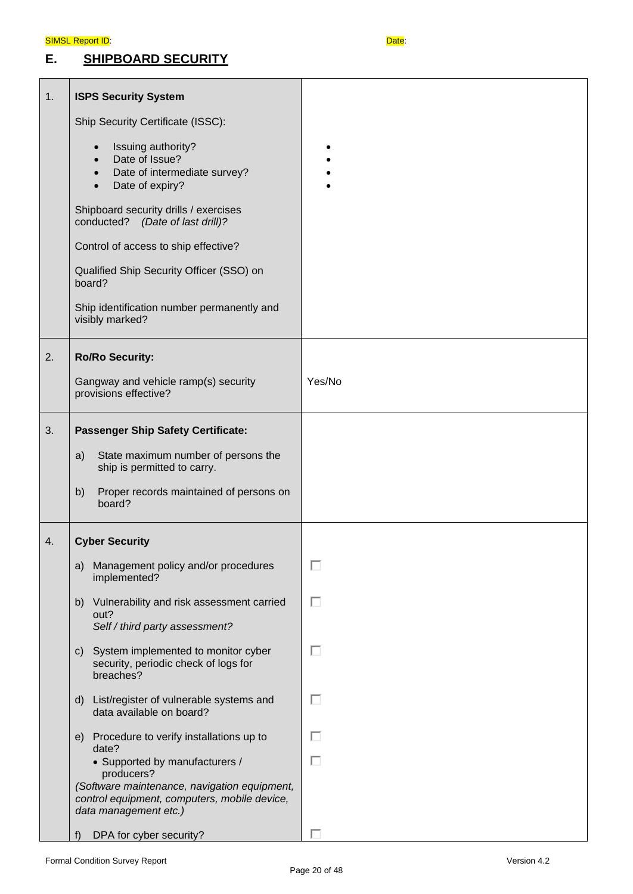SIMSL Report ID: Date:

## E. SHIPBOARD SECURITY

| | | |
|---|---|---|
| 1. | **ISPS Security System**<br><br>Ship Security Certificate (ISSC):<br>• Issuing authority?<br>• Date of Issue?<br>• Date of intermediate survey?<br>• Date of expiry?<br><br>Shipboard security drills / exercises conducted? *(Date of last drill)?*<br><br>Control of access to ship effective?<br><br>Qualified Ship Security Officer (SSO) on board?<br><br>Ship identification number permanently and visibly marked? | •<br>•<br>•<br>• |
| 2. | **Ro/Ro Security:**<br><br>Gangway and vehicle ramp(s) security provisions effective? | Yes/No |
| 3. | **Passenger Ship Safety Certificate:**<br><br>a) State maximum number of persons the ship is permitted to carry.<br><br>b) Proper records maintained of persons on board? | |
| 4. | **Cyber Security**<br><br>a) Management policy and/or procedures implemented?<br><br>b) Vulnerability and risk assessment carried out?<br>*Self / third party assessment?*<br><br>c) System implemented to monitor cyber security, periodic check of logs for breaches?<br><br>d) List/register of vulnerable systems and data available on board?<br><br>e) Procedure to verify installations up to date?<br>• Supported by manufacturers / producers?<br>*(Software maintenance, navigation equipment, control equipment, computers, mobile device, data management etc.)*<br><br>f) DPA for cyber security? | ☐<br><br>☐<br><br>☐<br><br>☐<br><br>☐<br>☐<br><br>☐ |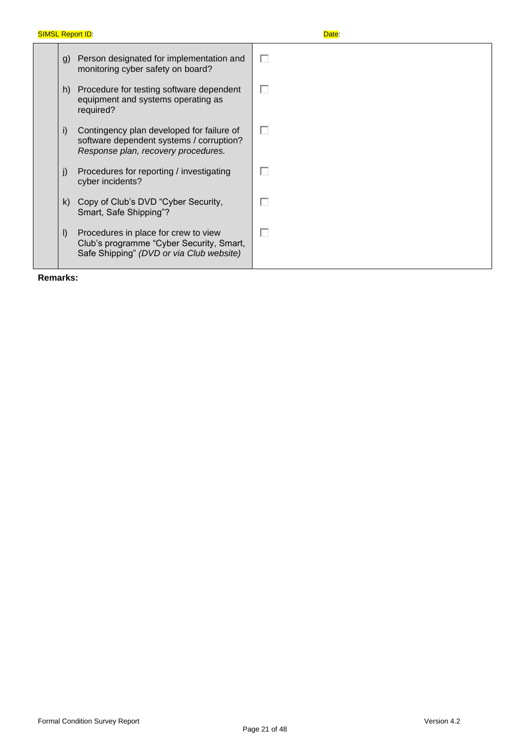| | | |
|---|---|---|
| | g) Person designated for implementation and monitoring cyber safety on board? | ☐ |
| | h) Procedure for testing software dependent equipment and systems operating as required? | ☐ |
| | i) Contingency plan developed for failure of software dependent systems / corruption? *Response plan, recovery procedures.* | ☐ |
| | j) Procedures for reporting / investigating cyber incidents? | ☐ |
| | k) Copy of Club's DVD "Cyber Security, Smart, Safe Shipping"? | ☐ |
| | l) Procedures in place for crew to view Club's programme "Cyber Security, Smart, Safe Shipping" *(DVD or via Club website)* | ☐ |

**Remarks:**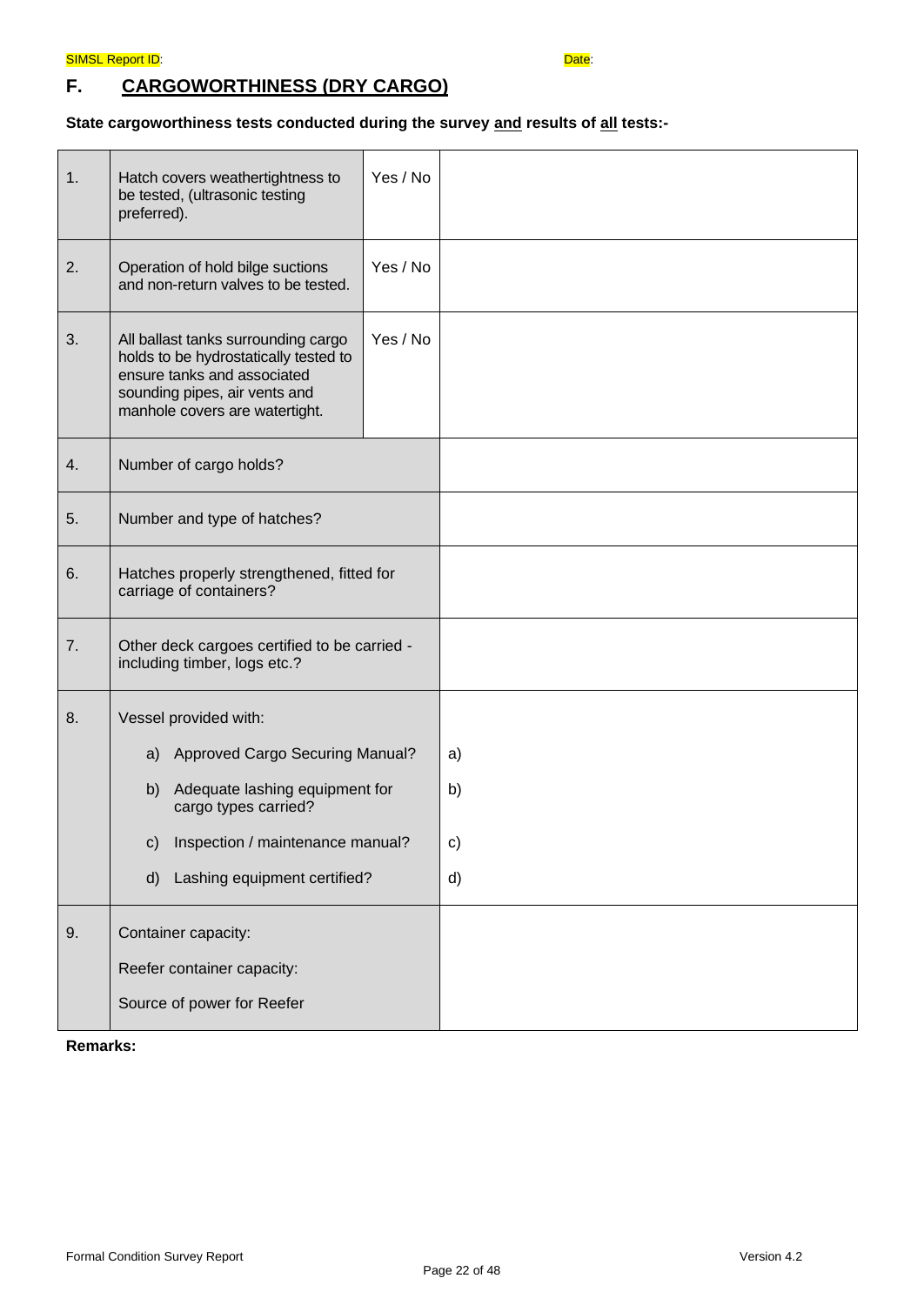SIMSL Report ID: Date:

# F. CARGOWORTHINESS (DRY CARGO)

**State cargoworthiness tests conducted during the survey and results of all tests:-**

| | | | |
|---|---|---|---|
| 1. | Hatch covers weathertightness to be tested, (ultrasonic testing preferred). | Yes / No | |
| 2. | Operation of hold bilge suctions and non-return valves to be tested. | Yes / No | |
| 3. | All ballast tanks surrounding cargo holds to be hydrostatically tested to ensure tanks and associated sounding pipes, air vents and manhole covers are watertight. | Yes / No | |
| 4. | Number of cargo holds? | | |
| 5. | Number and type of hatches? | | |
| 6. | Hatches properly strengthened, fitted for carriage of containers? | | |
| 7. | Other deck cargoes certified to be carried - including timber, logs etc.? | | |
| 8. | Vessel provided with:<br>a) Approved Cargo Securing Manual?<br>b) Adequate lashing equipment for cargo types carried?<br>c) Inspection / maintenance manual?<br>d) Lashing equipment certified? | | a)<br>b)<br>c)<br>d) |
| 9. | Container capacity:<br>Reefer container capacity:<br>Source of power for Reefer | | |

**Remarks:**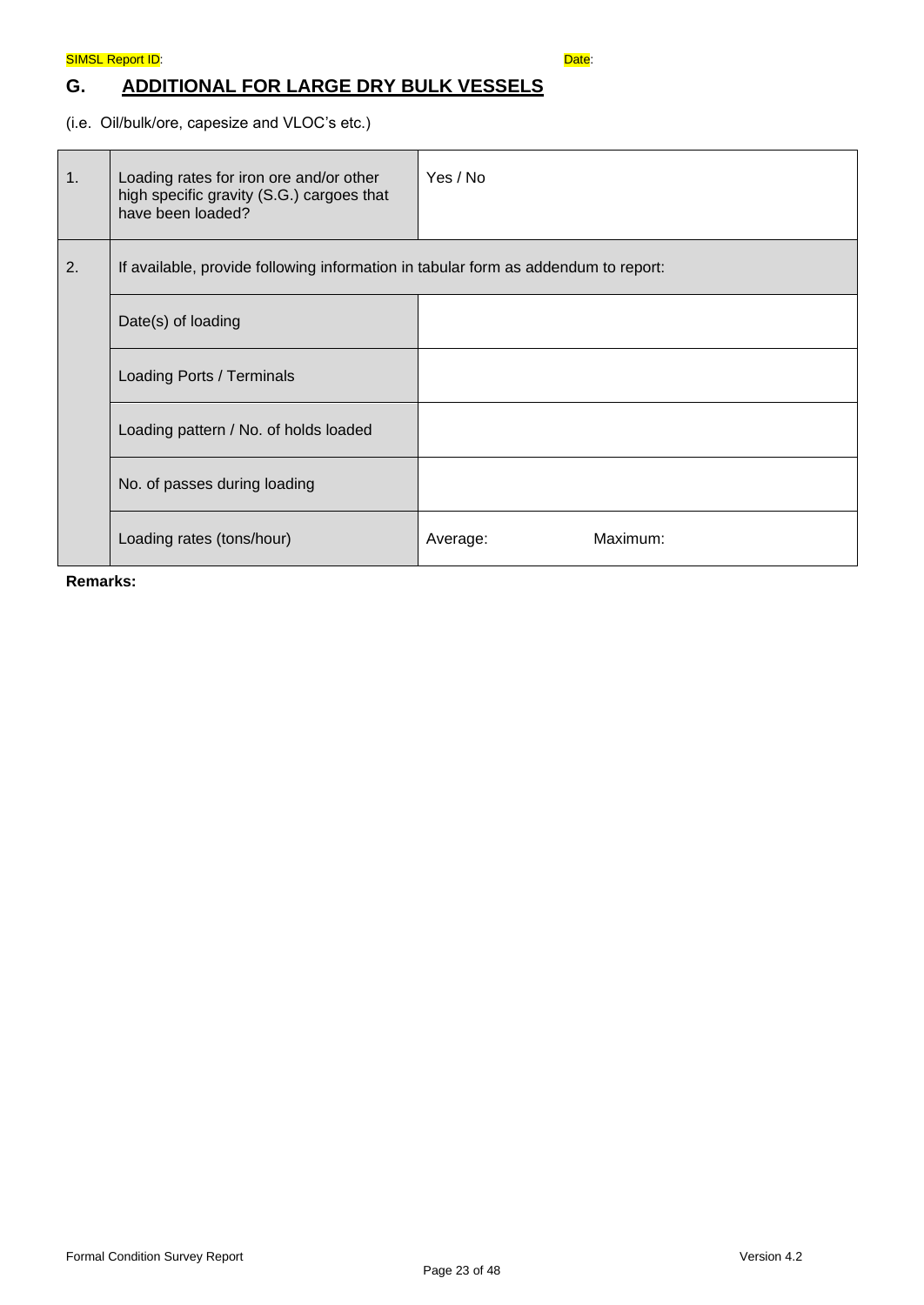SIMSL Report ID: Date:

## G. ADDITIONAL FOR LARGE DRY BULK VESSELS

(i.e. Oil/bulk/ore, capesize and VLOC's etc.)

| | | |
|---|---|---|
| 1. | Loading rates for iron ore and/or other high specific gravity (S.G.) cargoes that have been loaded? | Yes / No |
| 2. | If available, provide following information in tabular form as addendum to report: | |
| | Date(s) of loading | |
| | Loading Ports / Terminals | |
| | Loading pattern / No. of holds loaded | |
| | No. of passes during loading | |
| | Loading rates (tons/hour) | Average: Maximum: |

**Remarks:**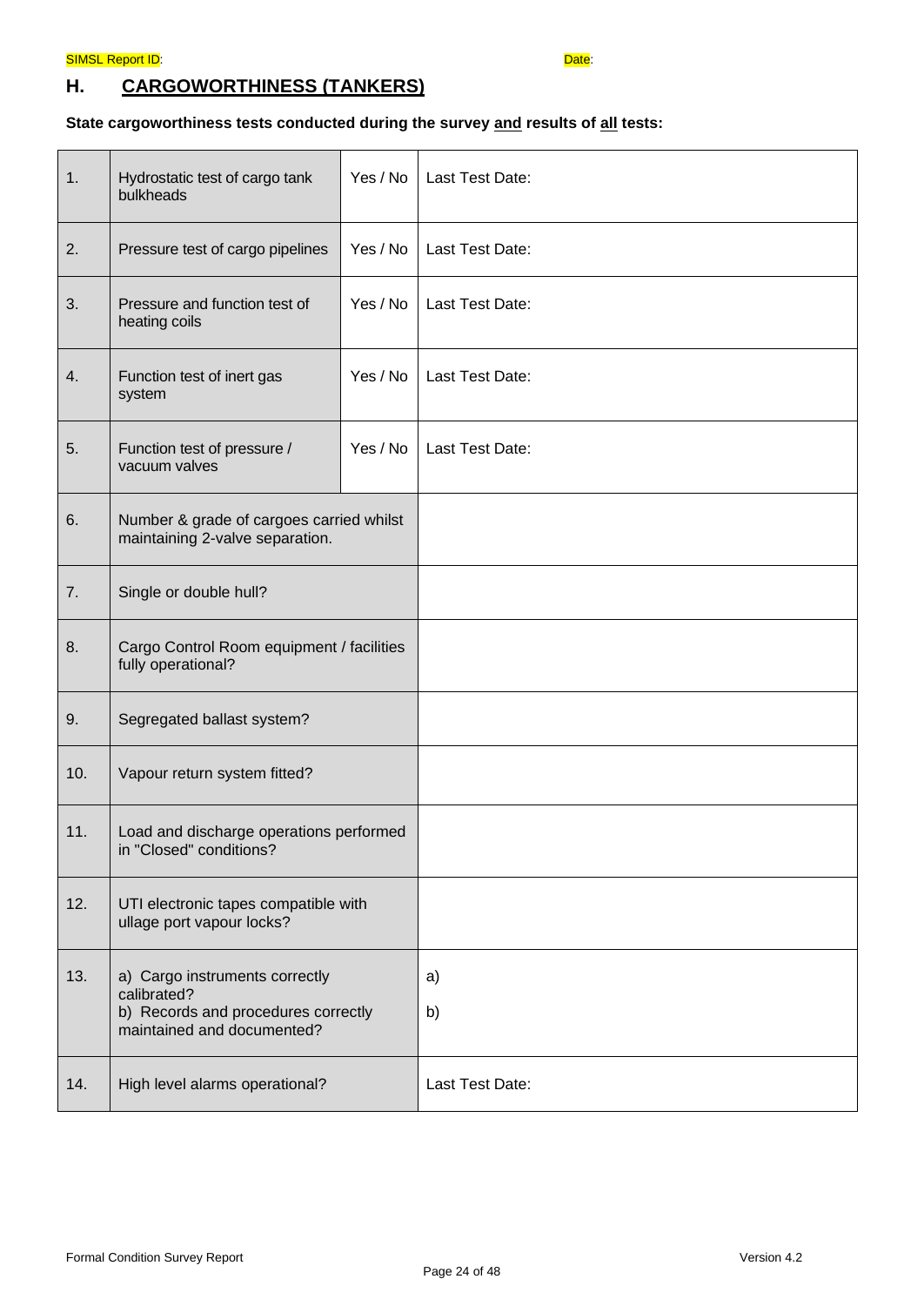SIMSL Report ID: Date:

## H. CARGOWORTHINESS (TANKERS)

**State cargoworthiness tests conducted during the survey and results of all tests:**

| | | | |
|---|---|---|---|
| 1. | Hydrostatic test of cargo tank bulkheads | Yes / No | Last Test Date: |
| 2. | Pressure test of cargo pipelines | Yes / No | Last Test Date: |
| 3. | Pressure and function test of heating coils | Yes / No | Last Test Date: |
| 4. | Function test of inert gas system | Yes / No | Last Test Date: |
| 5. | Function test of pressure / vacuum valves | Yes / No | Last Test Date: |
| 6. | Number & grade of cargoes carried whilst maintaining 2-valve separation. | | |
| 7. | Single or double hull? | | |
| 8. | Cargo Control Room equipment / facilities fully operational? | | |
| 9. | Segregated ballast system? | | |
| 10. | Vapour return system fitted? | | |
| 11. | Load and discharge operations performed in "Closed" conditions? | | |
| 12. | UTI electronic tapes compatible with ullage port vapour locks? | | |
| 13. | a) Cargo instruments correctly calibrated?<br>b) Records and procedures correctly maintained and documented? | | a)<br>b) |
| 14. | High level alarms operational? | | Last Test Date: |

Formal Condition Survey Report Version 4.2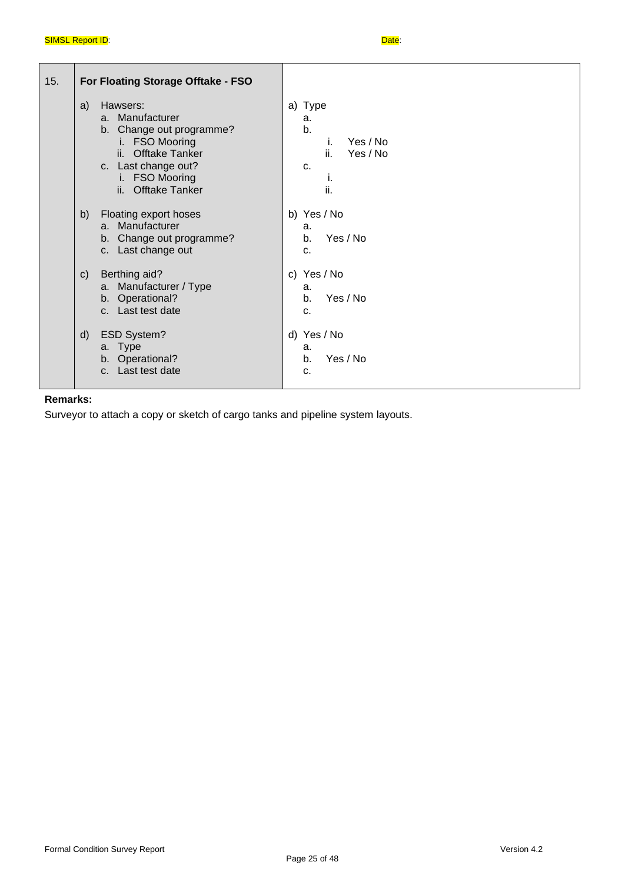SIMSL Report ID: Date:

| 15. | **For Floating Storage Offtake - FSO** | |
|---|---|---|
| | a) Hawsers:<br>a. Manufacturer<br>b. Change out programme?<br>i. FSO Mooring<br>ii. Offtake Tanker<br>c. Last change out?<br>i. FSO Mooring<br>ii. Offtake Tanker | a) Type<br>a.<br>b.<br>i. Yes / No<br>ii. Yes / No<br>c.<br>i.<br>ii. |
| | b) Floating export hoses<br>a. Manufacturer<br>b. Change out programme?<br>c. Last change out | b) Yes / No<br>a.<br>b. Yes / No<br>c. |
| | c) Berthing aid?<br>a. Manufacturer / Type<br>b. Operational?<br>c. Last test date | c) Yes / No<br>a.<br>b. Yes / No<br>c. |
| | d) ESD System?<br>a. Type<br>b. Operational?<br>c. Last test date | d) Yes / No<br>a.<br>b. Yes / No<br>c. |

**Remarks:**

Surveyor to attach a copy or sketch of cargo tanks and pipeline system layouts.

Formal Condition Survey Report Version 4.2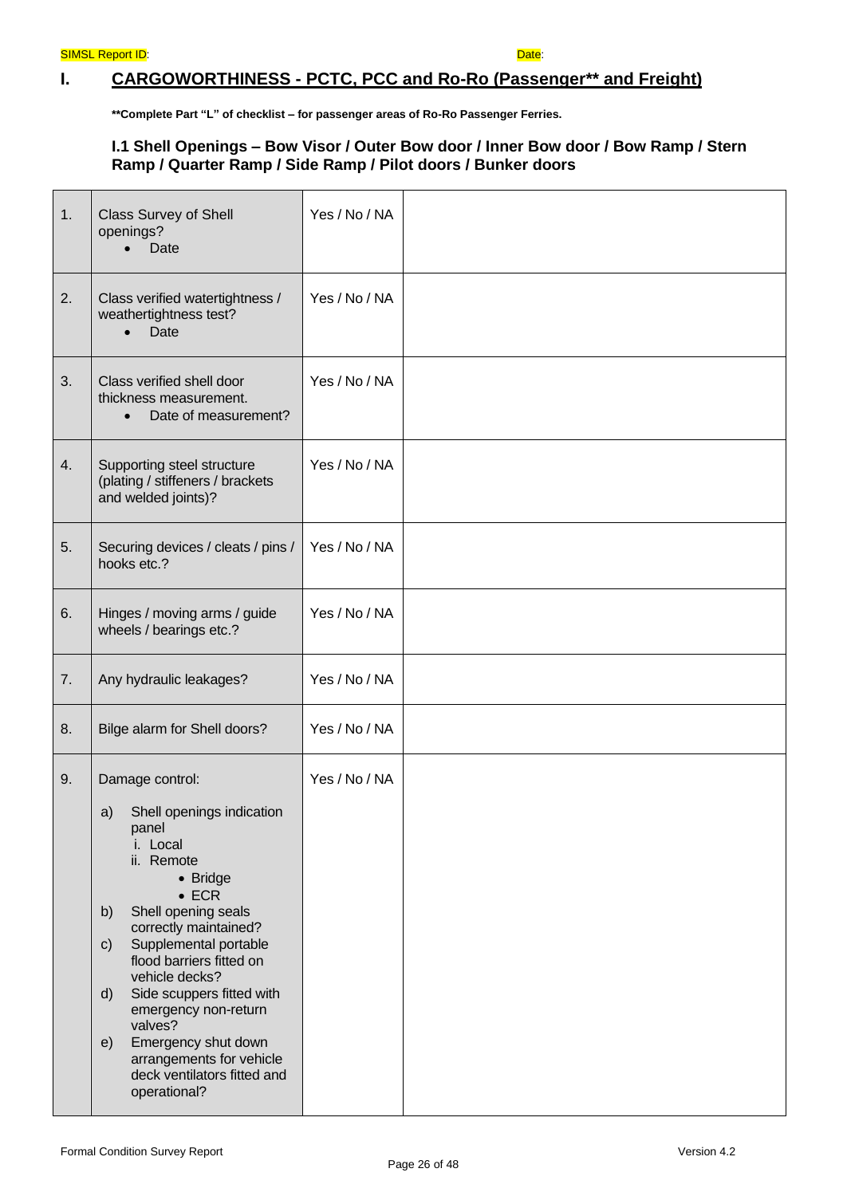SIMSL Report ID: Date:

# I. CARGOWORTHINESS - PCTC, PCC and Ro-Ro (Passenger** and Freight)

**\*\*Complete Part "L" of checklist – for passenger areas of Ro-Ro Passenger Ferries.**

### I.1 Shell Openings – Bow Visor / Outer Bow door / Inner Bow door / Bow Ramp / Stern Ramp / Quarter Ramp / Side Ramp / Pilot doors / Bunker doors

| | | | |
|---|---|---|---|
| 1. | Class Survey of Shell openings?<br>• Date | Yes / No / NA | |
| 2. | Class verified watertightness / weathertightness test?<br>• Date | Yes / No / NA | |
| 3. | Class verified shell door thickness measurement.<br>• Date of measurement? | Yes / No / NA | |
| 4. | Supporting steel structure (plating / stiffeners / brackets and welded joints)? | Yes / No / NA | |
| 5. | Securing devices / cleats / pins / hooks etc.? | Yes / No / NA | |
| 6. | Hinges / moving arms / guide wheels / bearings etc.? | Yes / No / NA | |
| 7. | Any hydraulic leakages? | Yes / No / NA | |
| 8. | Bilge alarm for Shell doors? | Yes / No / NA | |
| 9. | Damage control:<br>a) Shell openings indication panel<br>i. Local<br>ii. Remote<br>• Bridge<br>• ECR<br>b) Shell opening seals correctly maintained?<br>c) Supplemental portable flood barriers fitted on vehicle decks?<br>d) Side scuppers fitted with emergency non-return valves?<br>e) Emergency shut down arrangements for vehicle deck ventilators fitted and operational? | Yes / No / NA | |

Formal Condition Survey Report Version 4.2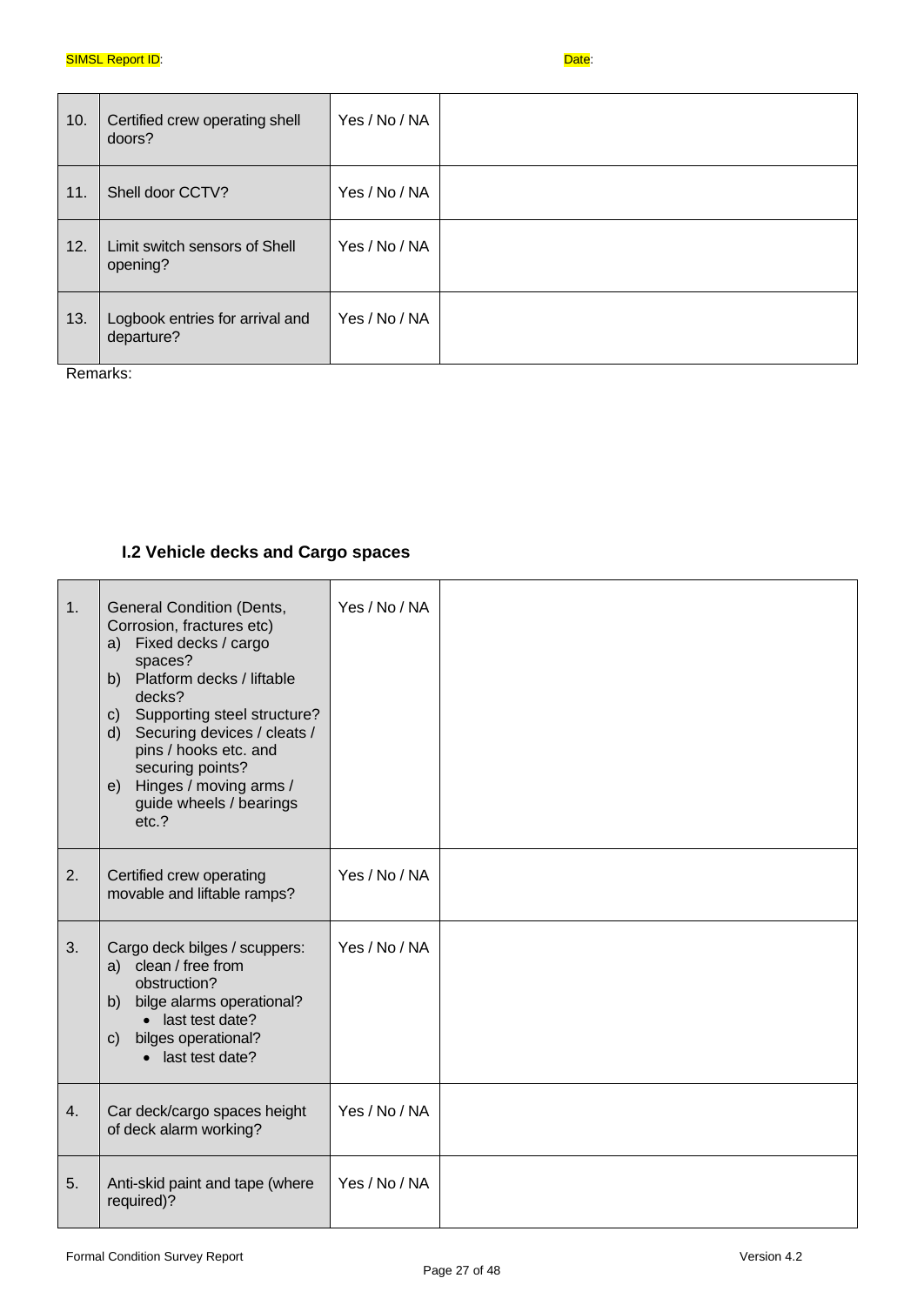| | | | |
|---|---|---|---|
| 10. | Certified crew operating shell doors? | Yes / No / NA | |
| 11. | Shell door CCTV? | Yes / No / NA | |
| 12. | Limit switch sensors of Shell opening? | Yes / No / NA | |
| 13. | Logbook entries for arrival and departure? | Yes / No / NA | |

Remarks:

### I.2 Vehicle decks and Cargo spaces

| | | | |
|---|---|---|---|
| 1. | General Condition (Dents, Corrosion, fractures etc)<br>a) Fixed decks / cargo spaces?<br>b) Platform decks / liftable decks?<br>c) Supporting steel structure?<br>d) Securing devices / cleats / pins / hooks etc. and securing points?<br>e) Hinges / moving arms / guide wheels / bearings etc.? | Yes / No / NA | |
| 2. | Certified crew operating movable and liftable ramps? | Yes / No / NA | |
| 3. | Cargo deck bilges / scuppers:<br>a) clean / free from obstruction?<br>b) bilge alarms operational?<br>• last test date?<br>c) bilges operational?<br>• last test date? | Yes / No / NA | |
| 4. | Car deck/cargo spaces height of deck alarm working? | Yes / No / NA | |
| 5. | Anti-skid paint and tape (where required)? | Yes / No / NA | |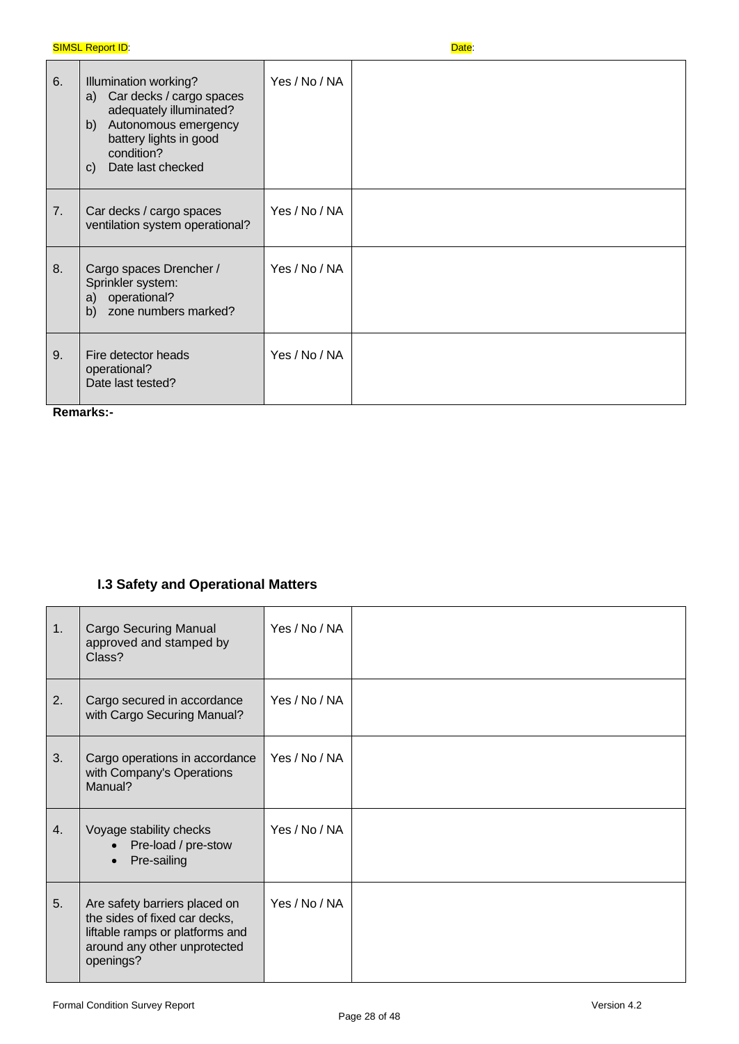SIMSL Report ID: Date:

| | | | |
|---|---|---|---|
| 6. | Illumination working?<br>a) Car decks / cargo spaces adequately illuminated?<br>b) Autonomous emergency battery lights in good condition?<br>c) Date last checked | Yes / No / NA | |
| 7. | Car decks / cargo spaces ventilation system operational? | Yes / No / NA | |
| 8. | Cargo spaces Drencher / Sprinkler system:<br>a) operational?<br>b) zone numbers marked? | Yes / No / NA | |
| 9. | Fire detector heads operational?<br>Date last tested? | Yes / No / NA | |

**Remarks:-**

### I.3 Safety and Operational Matters

| | | | |
|---|---|---|---|
| 1. | Cargo Securing Manual approved and stamped by Class? | Yes / No / NA | |
| 2. | Cargo secured in accordance with Cargo Securing Manual? | Yes / No / NA | |
| 3. | Cargo operations in accordance with Company's Operations Manual? | Yes / No / NA | |
| 4. | Voyage stability checks<br>• Pre-load / pre-stow<br>• Pre-sailing | Yes / No / NA | |
| 5. | Are safety barriers placed on the sides of fixed car decks, liftable ramps or platforms and around any other unprotected openings? | Yes / No / NA | |

Formal Condition Survey Report Version 4.2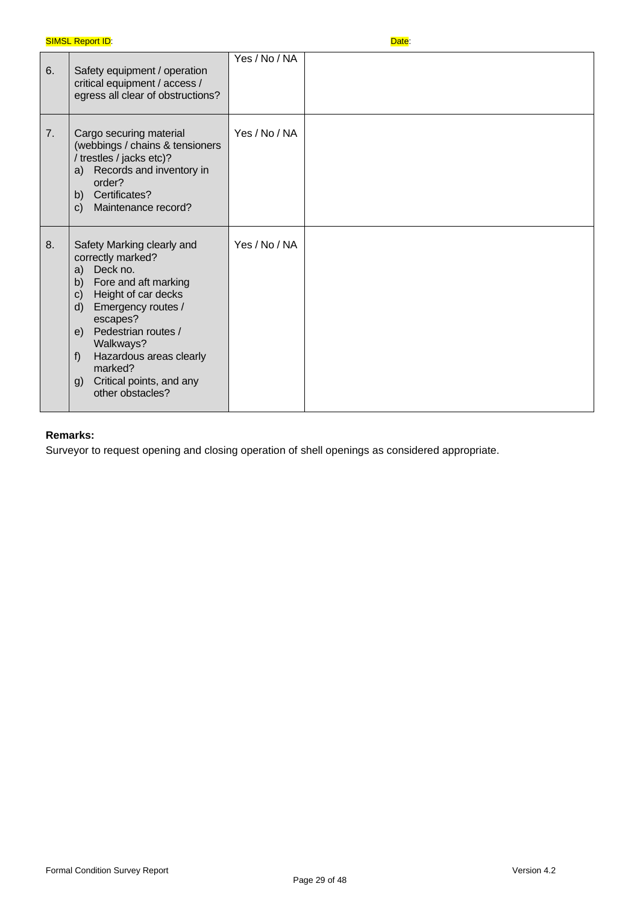SIMSL Report ID: Date:

| | | | |
|---|---|---|---|
| 6. | Safety equipment / operation critical equipment / access / egress all clear of obstructions? | Yes / No / NA | |
| 7. | Cargo securing material (webbings / chains & tensioners / trestles / jacks etc)?<br>a) Records and inventory in order?<br>b) Certificates?<br>c) Maintenance record? | Yes / No / NA | |
| 8. | Safety Marking clearly and correctly marked?<br>a) Deck no.<br>b) Fore and aft marking<br>c) Height of car decks<br>d) Emergency routes / escapes?<br>e) Pedestrian routes / Walkways?<br>f) Hazardous areas clearly marked?<br>g) Critical points, and any other obstacles? | Yes / No / NA | |

**Remarks:**

Surveyor to request opening and closing operation of shell openings as considered appropriate.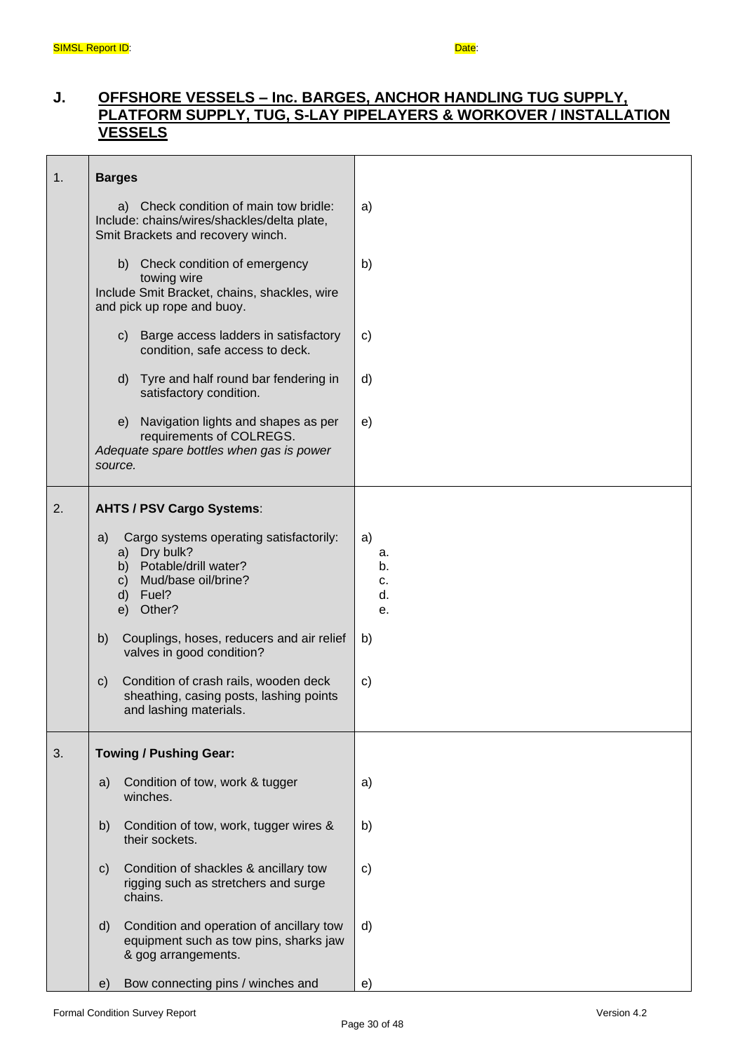SIMSL Report ID: Date:

## J. OFFSHORE VESSELS – Inc. BARGES, ANCHOR HANDLING TUG SUPPLY, PLATFORM SUPPLY, TUG, S-LAY PIPELAYERS & WORKOVER / INSTALLATION VESSELS

| | | |
|---|---|---|
| 1. | **Barges** | |
| | a) Check condition of main tow bridle: Include: chains/wires/shackles/delta plate, Smit Brackets and recovery winch. | a) |
| | b) Check condition of emergency towing wire Include Smit Bracket, chains, shackles, wire and pick up rope and buoy. | b) |
| | c) Barge access ladders in satisfactory condition, safe access to deck. | c) |
| | d) Tyre and half round bar fendering in satisfactory condition. | d) |
| | e) Navigation lights and shapes as per requirements of COLREGS. *Adequate spare bottles when gas is power source.* | e) |
| 2. | **AHTS / PSV Cargo Systems**: | |
| | a) Cargo systems operating satisfactorily: a) Dry bulk? b) Potable/drill water? c) Mud/base oil/brine? d) Fuel? e) Other? | a) a. b. c. d. e. |
| | b) Couplings, hoses, reducers and air relief valves in good condition? | b) |
| | c) Condition of crash rails, wooden deck sheathing, casing posts, lashing points and lashing materials. | c) |
| 3. | **Towing / Pushing Gear:** | |
| | a) Condition of tow, work & tugger winches. | a) |
| | b) Condition of tow, work, tugger wires & their sockets. | b) |
| | c) Condition of shackles & ancillary tow rigging such as stretchers and surge chains. | c) |
| | d) Condition and operation of ancillary tow equipment such as tow pins, sharks jaw & gog arrangements. | d) |
| | e) Bow connecting pins / winches and | e) |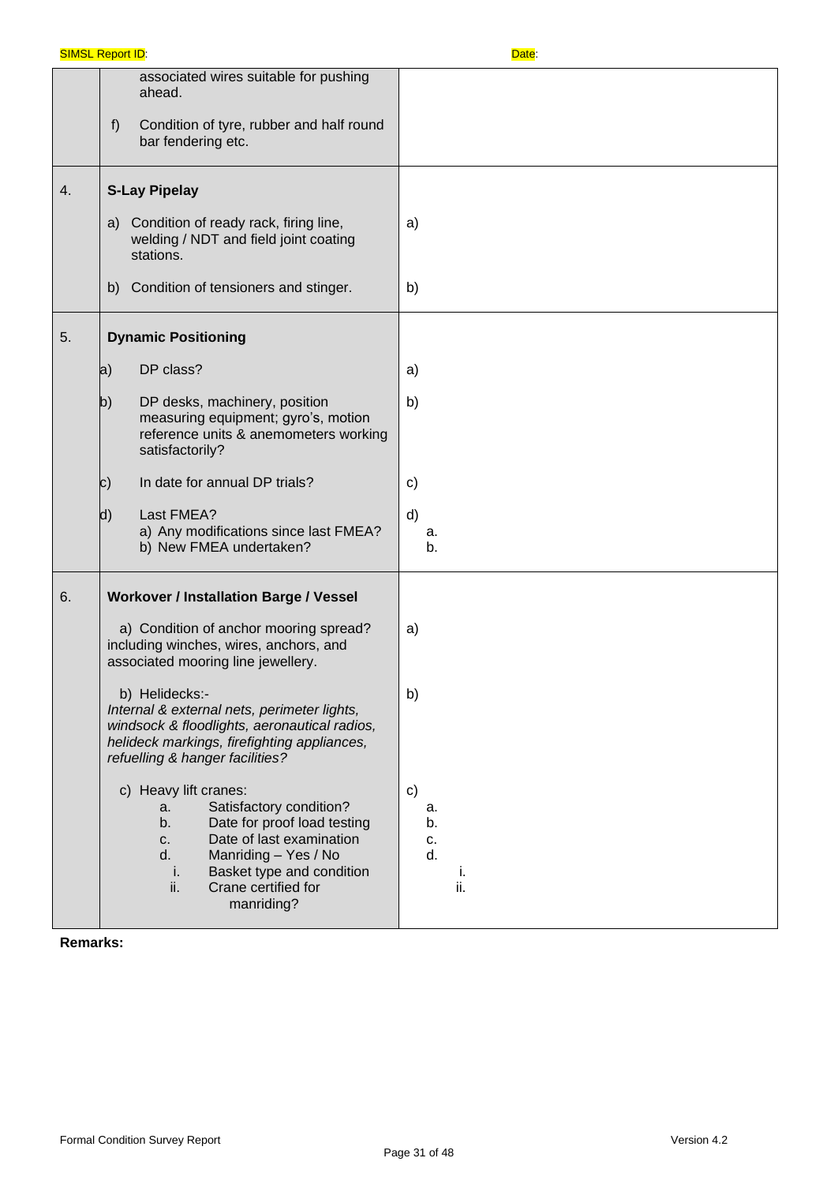SIMSL Report ID: Date:

| | | |
|---|---|---|
| | associated wires suitable for pushing ahead.<br><br>f) Condition of tyre, rubber and half round bar fendering etc. | |
| 4. | **S-Lay Pipelay**<br><br>a) Condition of ready rack, firing line, welding / NDT and field joint coating stations.<br><br>b) Condition of tensioners and stinger. | <br><br>a)<br><br>b) |
| 5. | **Dynamic Positioning**<br><br>a) DP class?<br><br>b) DP desks, machinery, position measuring equipment; gyro's, motion reference units & anemometers working satisfactorily?<br><br>c) In date for annual DP trials?<br><br>d) Last FMEA?<br>a) Any modifications since last FMEA?<br>b) New FMEA undertaken? | <br><br>a)<br><br>b)<br><br>c)<br><br>d)<br>a.<br>b. |
| 6. | **Workover / Installation Barge / Vessel**<br><br>a) Condition of anchor mooring spread? including winches, wires, anchors, and associated mooring line jewellery.<br><br>b) Helidecks:-<br>*Internal & external nets, perimeter lights, windsock & floodlights, aeronautical radios, helideck markings, firefighting appliances, refuelling & hanger facilities?*<br><br>c) Heavy lift cranes:<br>a. Satisfactory condition?<br>b. Date for proof load testing<br>c. Date of last examination<br>d. Manriding – Yes / No<br>i. Basket type and condition<br>ii. Crane certified for manriding? | <br><br>a)<br><br>b)<br><br>c)<br>a.<br>b.<br>c.<br>d.<br>i.<br>ii. |

**Remarks:**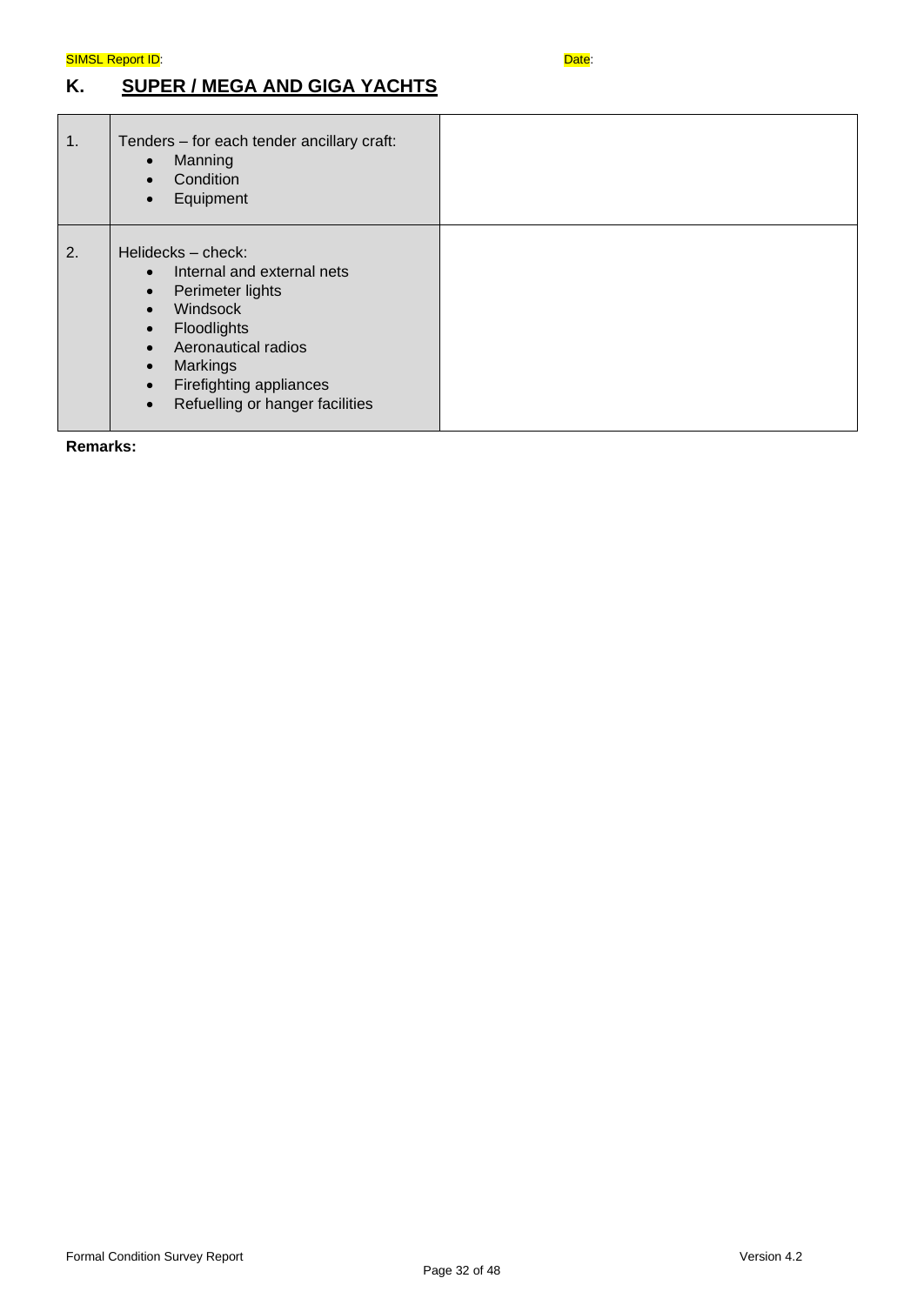SIMSL Report ID: Date:

## K. SUPER / MEGA AND GIGA YACHTS

| | | |
|---|---|---|
| 1. | Tenders – for each tender ancillary craft:<br>• Manning<br>• Condition<br>• Equipment | |
| 2. | Helidecks – check:<br>• Internal and external nets<br>• Perimeter lights<br>• Windsock<br>• Floodlights<br>• Aeronautical radios<br>• Markings<br>• Firefighting appliances<br>• Refuelling or hanger facilities | |

**Remarks:**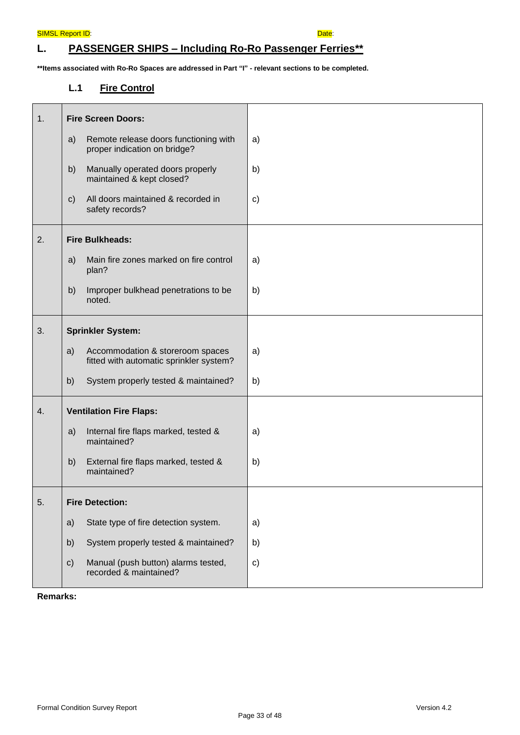## L. PASSENGER SHIPS – Including Ro-Ro Passenger Ferries**

**\*\*Items associated with Ro-Ro Spaces are addressed in Part "I" - relevant sections to be completed.**

### L.1 Fire Control

| | | |
|---|---|---|
| 1. | **Fire Screen Doors:** | |
| | a) Remote release doors functioning with proper indication on bridge? | a) |
| | b) Manually operated doors properly maintained & kept closed? | b) |
| | c) All doors maintained & recorded in safety records? | c) |
| 2. | **Fire Bulkheads:** | |
| | a) Main fire zones marked on fire control plan? | a) |
| | b) Improper bulkhead penetrations to be noted. | b) |
| 3. | **Sprinkler System:** | |
| | a) Accommodation & storeroom spaces fitted with automatic sprinkler system? | a) |
| | b) System properly tested & maintained? | b) |
| 4. | **Ventilation Fire Flaps:** | |
| | a) Internal fire flaps marked, tested & maintained? | a) |
| | b) External fire flaps marked, tested & maintained? | b) |
| 5. | **Fire Detection:** | |
| | a) State type of fire detection system. | a) |
| | b) System properly tested & maintained? | b) |
| | c) Manual (push button) alarms tested, recorded & maintained? | c) |

**Remarks:**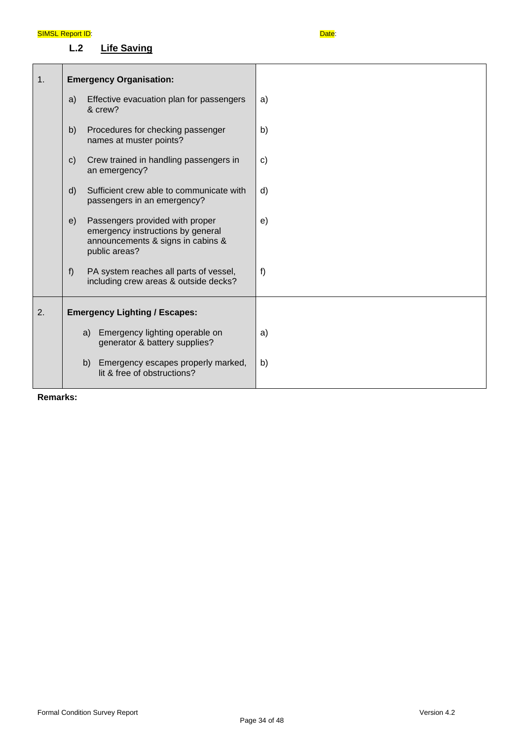SIMSL Report ID: Date:

## L.2 Life Saving

| | | |
|---|---|---|
| 1. | **Emergency Organisation:** | |
| | a) Effective evacuation plan for passengers & crew? | a) |
| | b) Procedures for checking passenger names at muster points? | b) |
| | c) Crew trained in handling passengers in an emergency? | c) |
| | d) Sufficient crew able to communicate with passengers in an emergency? | d) |
| | e) Passengers provided with proper emergency instructions by general announcements & signs in cabins & public areas? | e) |
| | f) PA system reaches all parts of vessel, including crew areas & outside decks? | f) |
| 2. | **Emergency Lighting / Escapes:** | |
| | a) Emergency lighting operable on generator & battery supplies? | a) |
| | b) Emergency escapes properly marked, lit & free of obstructions? | b) |

**Remarks:**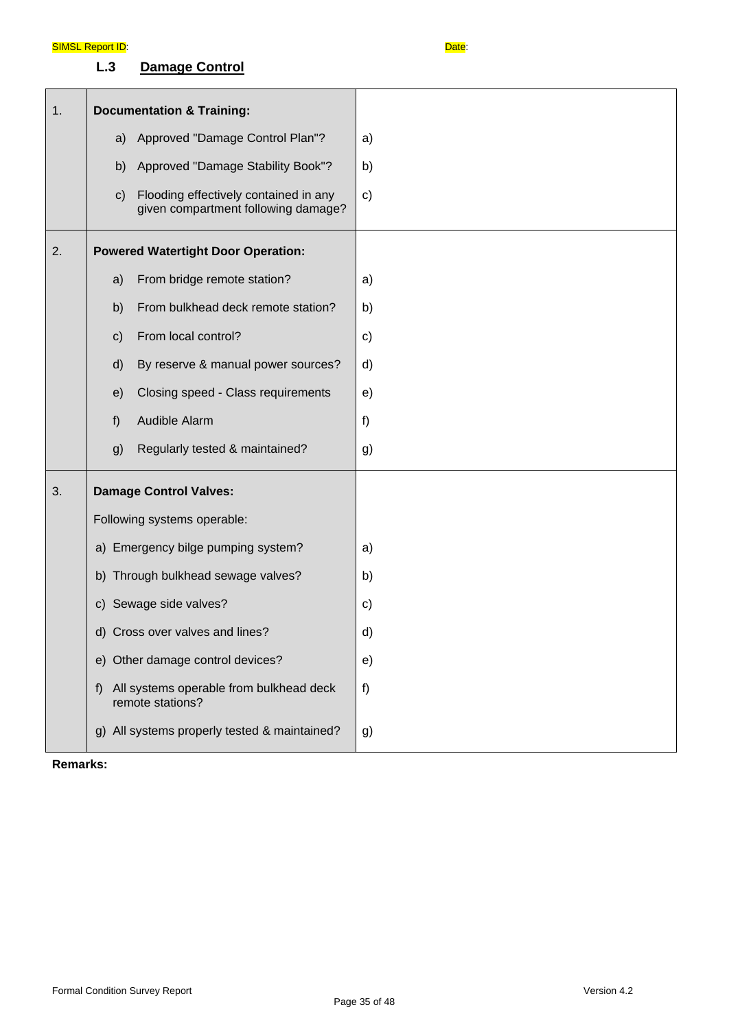SIMSL Report ID: Date:

### L.3 Damage Control

| | | |
|---|---|---|
| 1. | **Documentation & Training:** | |
| | a) Approved "Damage Control Plan"? | a) |
| | b) Approved "Damage Stability Book"? | b) |
| | c) Flooding effectively contained in any given compartment following damage? | c) |
| 2. | **Powered Watertight Door Operation:** | |
| | a) From bridge remote station? | a) |
| | b) From bulkhead deck remote station? | b) |
| | c) From local control? | c) |
| | d) By reserve & manual power sources? | d) |
| | e) Closing speed - Class requirements | e) |
| | f) Audible Alarm | f) |
| | g) Regularly tested & maintained? | g) |
| 3. | **Damage Control Valves:** | |
| | Following systems operable: | |
| | a) Emergency bilge pumping system? | a) |
| | b) Through bulkhead sewage valves? | b) |
| | c) Sewage side valves? | c) |
| | d) Cross over valves and lines? | d) |
| | e) Other damage control devices? | e) |
| | f) All systems operable from bulkhead deck remote stations? | f) |
| | g) All systems properly tested & maintained? | g) |

**Remarks:**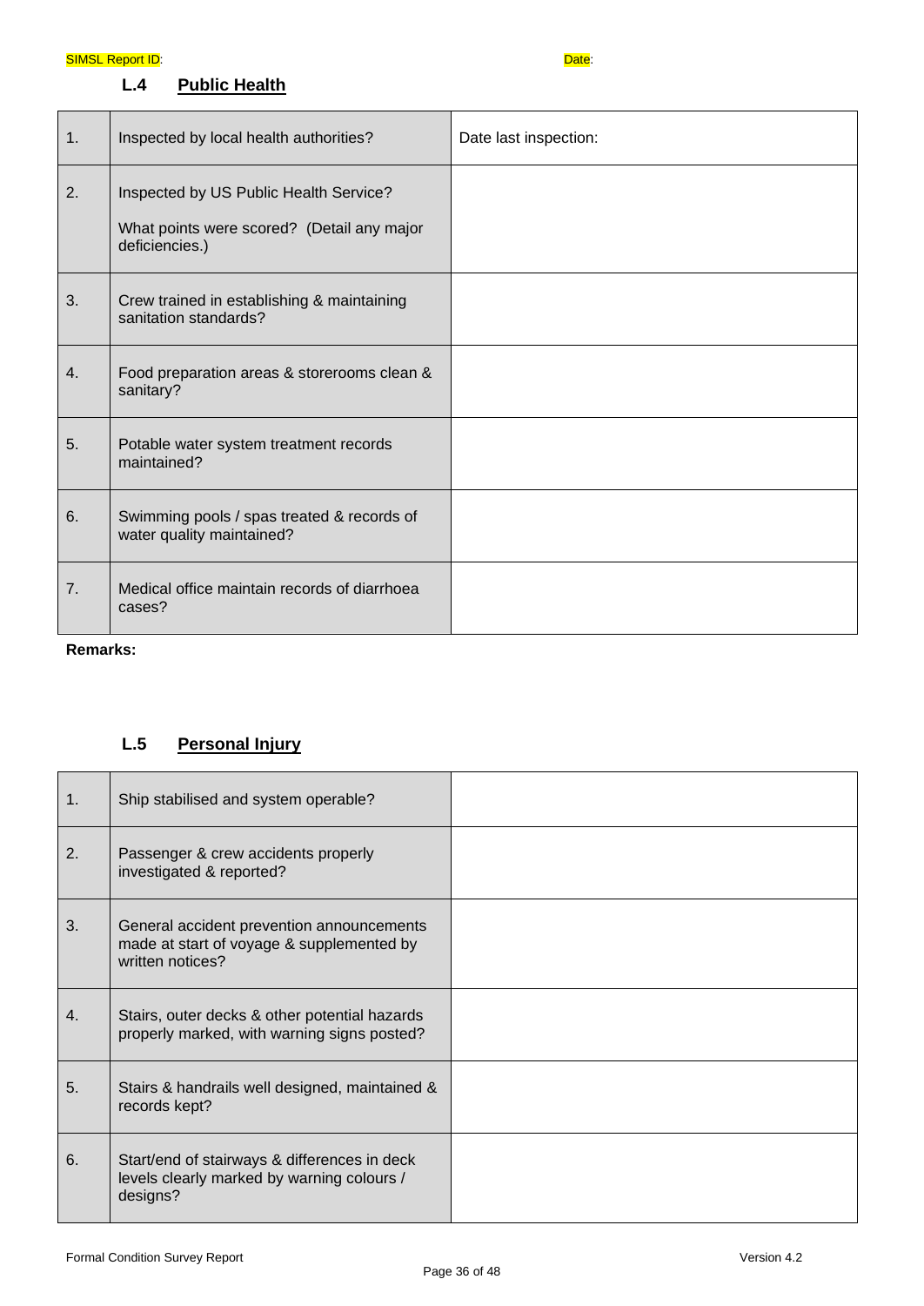SIMSL Report ID: Date:

### L.4 Public Health

| | | |
|---|---|---|
| 1. | Inspected by local health authorities? | Date last inspection: |
| 2. | Inspected by US Public Health Service?<br><br>What points were scored? (Detail any major deficiencies.) | |
| 3. | Crew trained in establishing & maintaining sanitation standards? | |
| 4. | Food preparation areas & storerooms clean & sanitary? | |
| 5. | Potable water system treatment records maintained? | |
| 6. | Swimming pools / spas treated & records of water quality maintained? | |
| 7. | Medical office maintain records of diarrhoea cases? | |

**Remarks:**

### L.5 Personal Injury

| | | |
|---|---|---|
| 1. | Ship stabilised and system operable? | |
| 2. | Passenger & crew accidents properly investigated & reported? | |
| 3. | General accident prevention announcements made at start of voyage & supplemented by written notices? | |
| 4. | Stairs, outer decks & other potential hazards properly marked, with warning signs posted? | |
| 5. | Stairs & handrails well designed, maintained & records kept? | |
| 6. | Start/end of stairways & differences in deck levels clearly marked by warning colours / designs? | |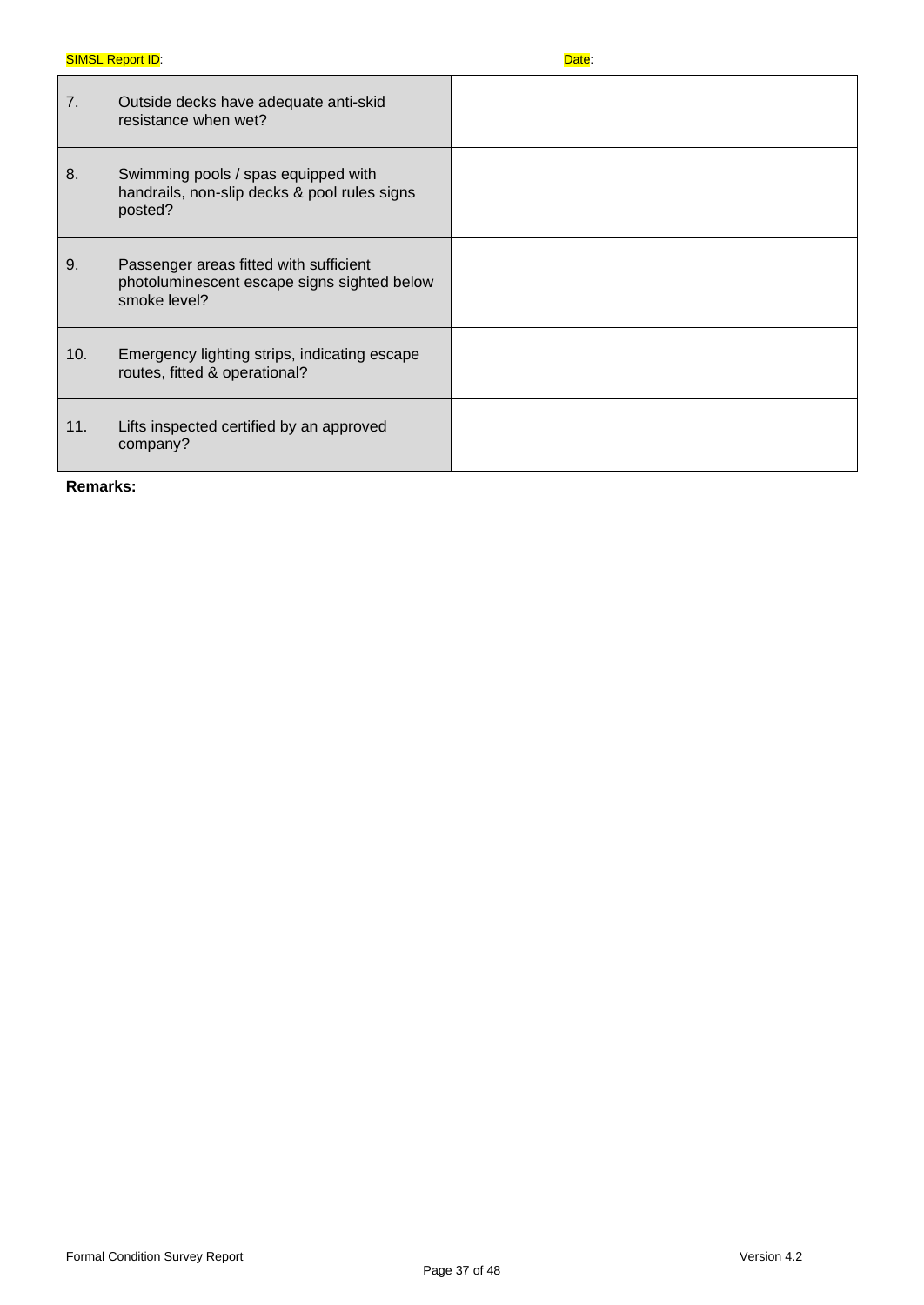SIMSL Report ID: Date:

| | | |
|---|---|---|
| 7. | Outside decks have adequate anti-skid resistance when wet? | |
| 8. | Swimming pools / spas equipped with handrails, non-slip decks & pool rules signs posted? | |
| 9. | Passenger areas fitted with sufficient photoluminescent escape signs sighted below smoke level? | |
| 10. | Emergency lighting strips, indicating escape routes, fitted & operational? | |
| 11. | Lifts inspected certified by an approved company? | |

**Remarks:**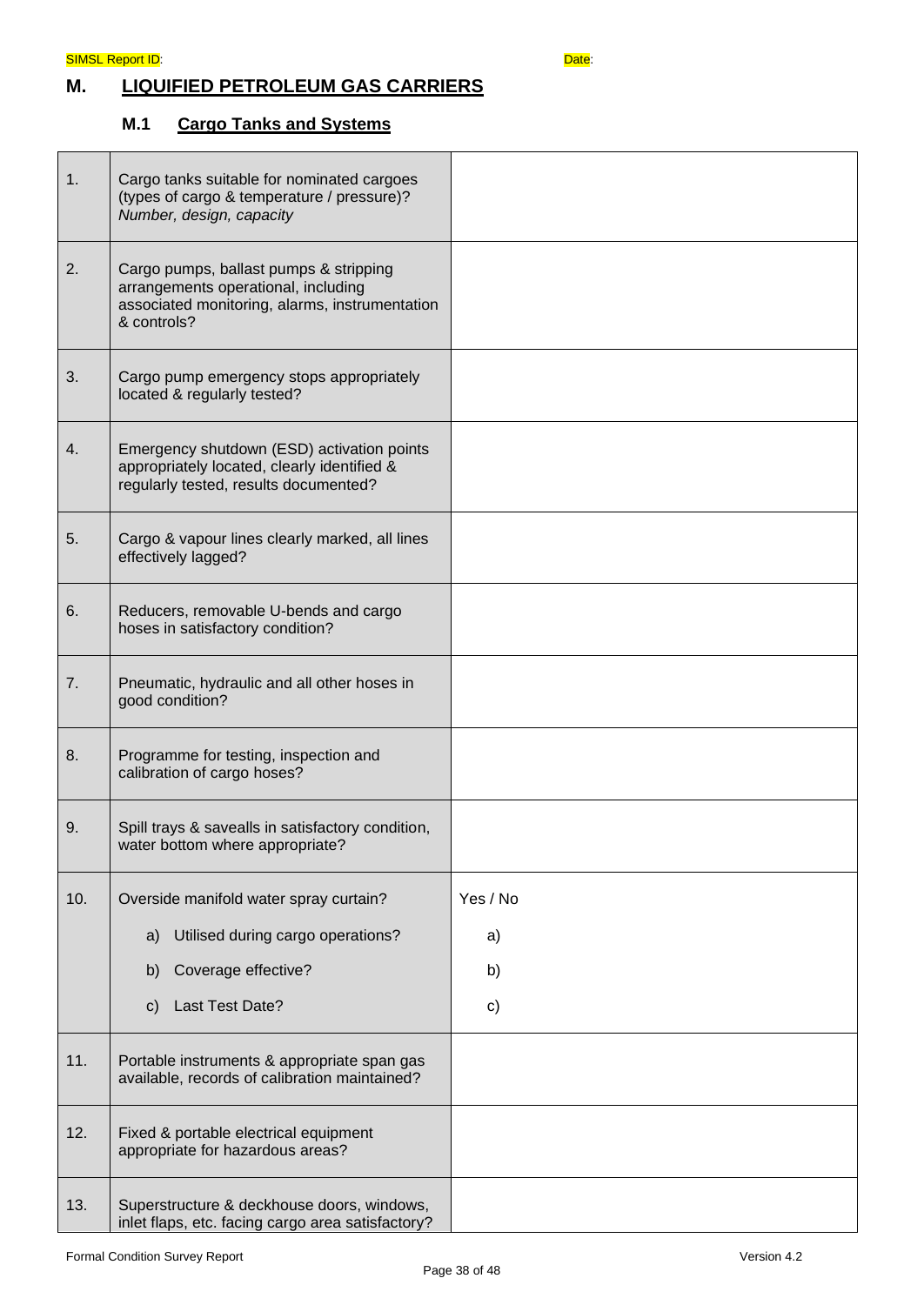SIMSL Report ID: Date:

# M. LIQUIFIED PETROLEUM GAS CARRIERS

## M.1 Cargo Tanks and Systems

| | | |
|---|---|---|
| 1. | Cargo tanks suitable for nominated cargoes (types of cargo & temperature / pressure)? *Number, design, capacity* | |
| 2. | Cargo pumps, ballast pumps & stripping arrangements operational, including associated monitoring, alarms, instrumentation & controls? | |
| 3. | Cargo pump emergency stops appropriately located & regularly tested? | |
| 4. | Emergency shutdown (ESD) activation points appropriately located, clearly identified & regularly tested, results documented? | |
| 5. | Cargo & vapour lines clearly marked, all lines effectively lagged? | |
| 6. | Reducers, removable U-bends and cargo hoses in satisfactory condition? | |
| 7. | Pneumatic, hydraulic and all other hoses in good condition? | |
| 8. | Programme for testing, inspection and calibration of cargo hoses? | |
| 9. | Spill trays & savealls in satisfactory condition, water bottom where appropriate? | |
| 10. | Overside manifold water spray curtain?<br>a) Utilised during cargo operations?<br>b) Coverage effective?<br>c) Last Test Date? | Yes / No<br>a)<br>b)<br>c) |
| 11. | Portable instruments & appropriate span gas available, records of calibration maintained? | |
| 12. | Fixed & portable electrical equipment appropriate for hazardous areas? | |
| 13. | Superstructure & deckhouse doors, windows, inlet flaps, etc. facing cargo area satisfactory? | |

Formal Condition Survey Report Version 4.2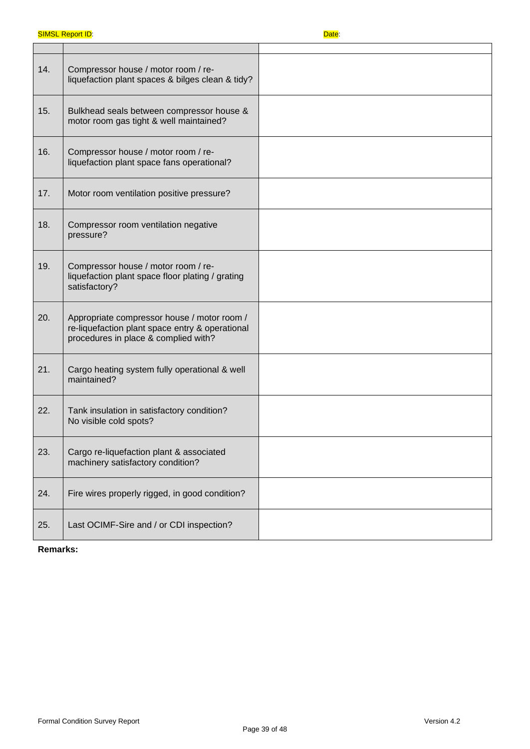SIMSL Report ID: Date:

| | | |
|---|---|---|
| 14. | Compressor house / motor room / re-liquefaction plant spaces & bilges clean & tidy? | |
| 15. | Bulkhead seals between compressor house & motor room gas tight & well maintained? | |
| 16. | Compressor house / motor room / re-liquefaction plant space fans operational? | |
| 17. | Motor room ventilation positive pressure? | |
| 18. | Compressor room ventilation negative pressure? | |
| 19. | Compressor house / motor room / re-liquefaction plant space floor plating / grating satisfactory? | |
| 20. | Appropriate compressor house / motor room / re-liquefaction plant space entry & operational procedures in place & complied with? | |
| 21. | Cargo heating system fully operational & well maintained? | |
| 22. | Tank insulation in satisfactory condition? No visible cold spots? | |
| 23. | Cargo re-liquefaction plant & associated machinery satisfactory condition? | |
| 24. | Fire wires properly rigged, in good condition? | |
| 25. | Last OCIMF-Sire and / or CDI inspection? | |

**Remarks:**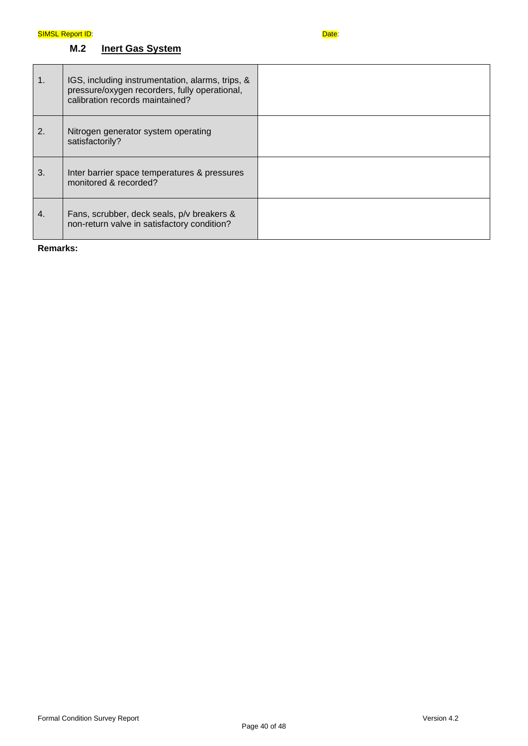SIMSL Report ID: Date:

## M.2 Inert Gas System

| | | |
|---|---|---|
| 1. | IGS, including instrumentation, alarms, trips, & pressure/oxygen recorders, fully operational, calibration records maintained? | |
| 2. | Nitrogen generator system operating satisfactorily? | |
| 3. | Inter barrier space temperatures & pressures monitored & recorded? | |
| 4. | Fans, scrubber, deck seals, p/v breakers & non-return valve in satisfactory condition? | |

**Remarks:**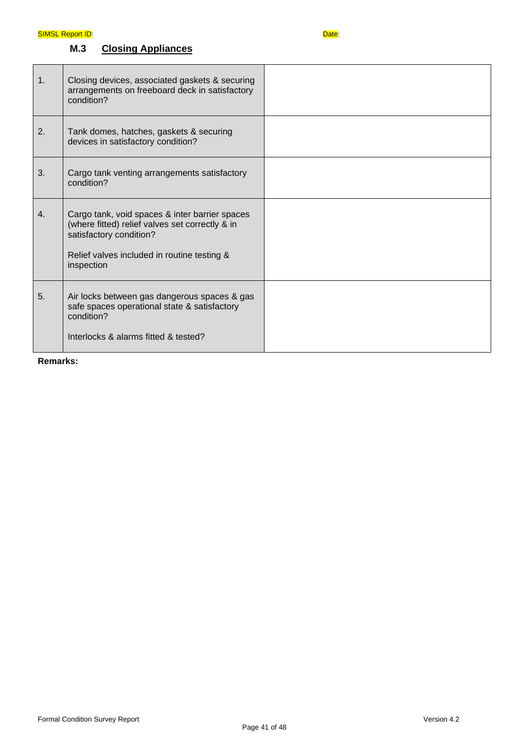SIMSL Report ID: Date:

### M.3 Closing Appliances

| | | |
|---|---|---|
| 1. | Closing devices, associated gaskets & securing arrangements on freeboard deck in satisfactory condition? | |
| 2. | Tank domes, hatches, gaskets & securing devices in satisfactory condition? | |
| 3. | Cargo tank venting arrangements satisfactory condition? | |
| 4. | Cargo tank, void spaces & inter barrier spaces (where fitted) relief valves set correctly & in satisfactory condition?<br><br>Relief valves included in routine testing & inspection | |
| 5. | Air locks between gas dangerous spaces & gas safe spaces operational state & satisfactory condition?<br><br>Interlocks & alarms fitted & tested? | |

**Remarks:**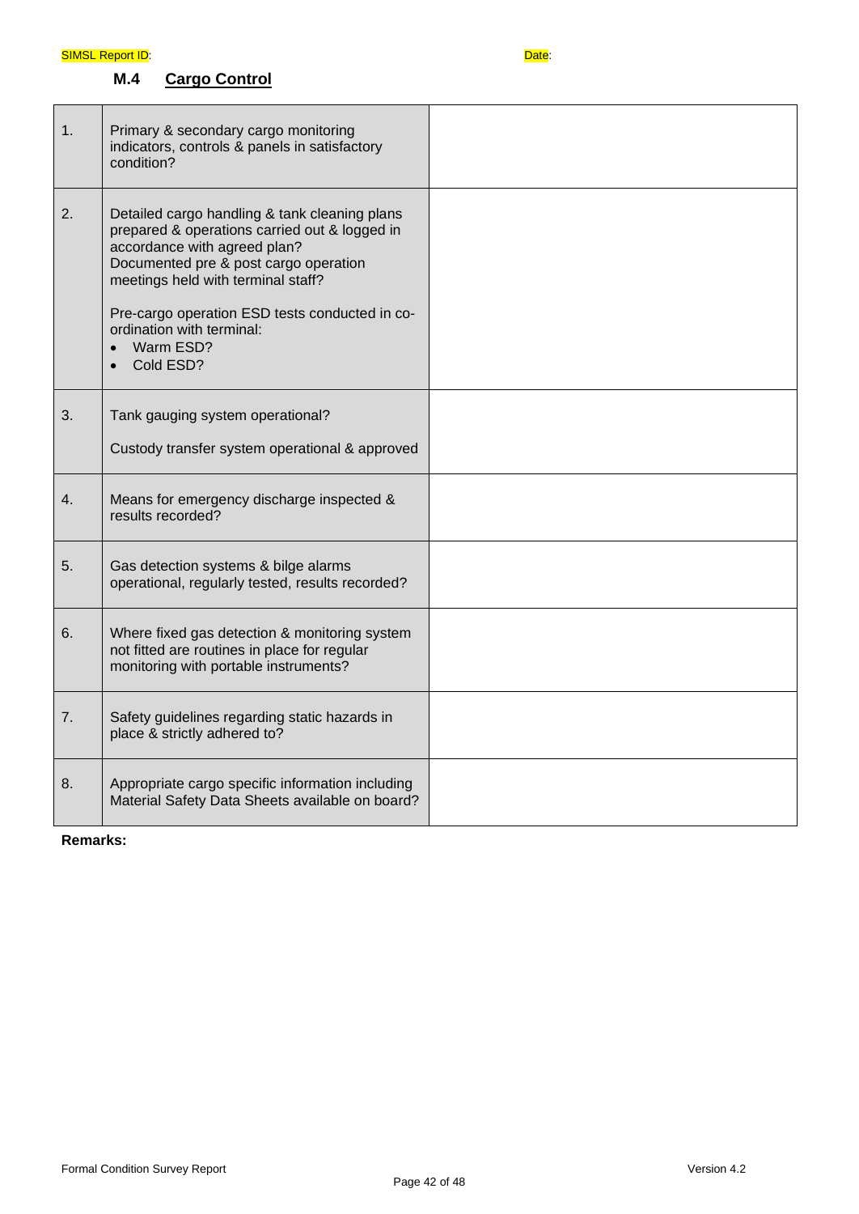SIMSL Report ID: Date:

## M.4 Cargo Control

| | | |
|---|---|---|
| 1. | Primary & secondary cargo monitoring indicators, controls & panels in satisfactory condition? | |
| 2. | Detailed cargo handling & tank cleaning plans prepared & operations carried out & logged in accordance with agreed plan?<br>Documented pre & post cargo operation meetings held with terminal staff?<br><br>Pre-cargo operation ESD tests conducted in co-ordination with terminal:<br>• Warm ESD?<br>• Cold ESD? | |
| 3. | Tank gauging system operational?<br><br>Custody transfer system operational & approved | |
| 4. | Means for emergency discharge inspected & results recorded? | |
| 5. | Gas detection systems & bilge alarms operational, regularly tested, results recorded? | |
| 6. | Where fixed gas detection & monitoring system not fitted are routines in place for regular monitoring with portable instruments? | |
| 7. | Safety guidelines regarding static hazards in place & strictly adhered to? | |
| 8. | Appropriate cargo specific information including Material Safety Data Sheets available on board? | |

**Remarks:**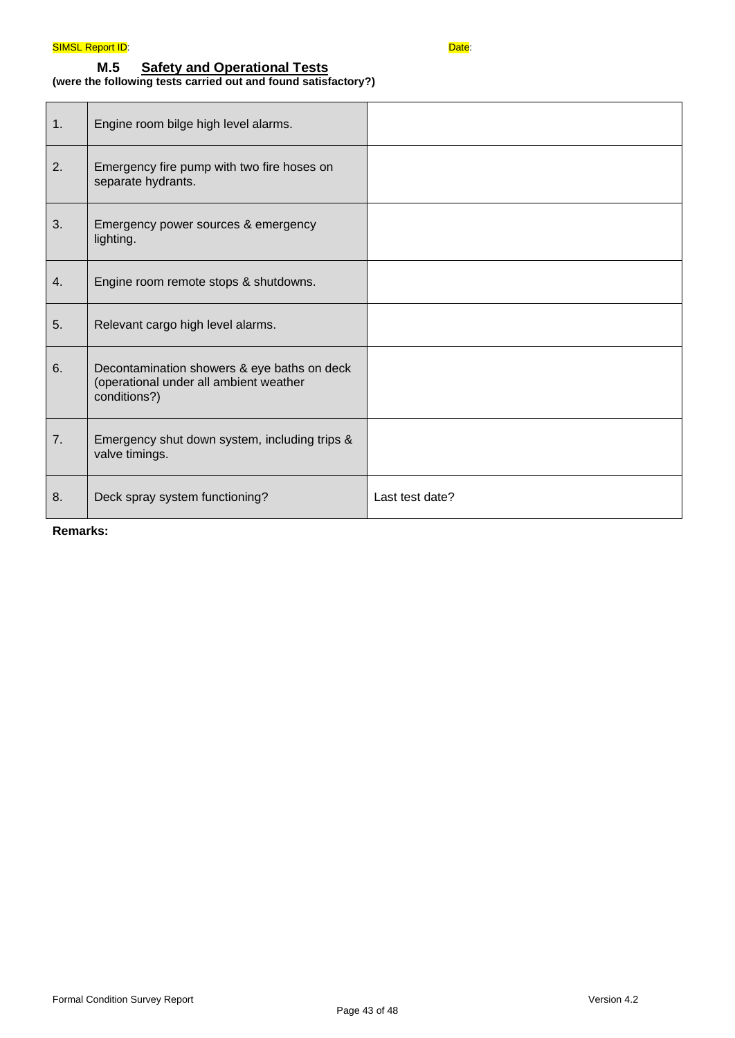SIMSL Report ID: Date:

### M.5 Safety and Operational Tests

**(were the following tests carried out and found satisfactory?)**

| | | |
|---|---|---|
| 1. | Engine room bilge high level alarms. | |
| 2. | Emergency fire pump with two fire hoses on separate hydrants. | |
| 3. | Emergency power sources & emergency lighting. | |
| 4. | Engine room remote stops & shutdowns. | |
| 5. | Relevant cargo high level alarms. | |
| 6. | Decontamination showers & eye baths on deck (operational under all ambient weather conditions?) | |
| 7. | Emergency shut down system, including trips & valve timings. | |
| 8. | Deck spray system functioning? | Last test date? |

**Remarks:**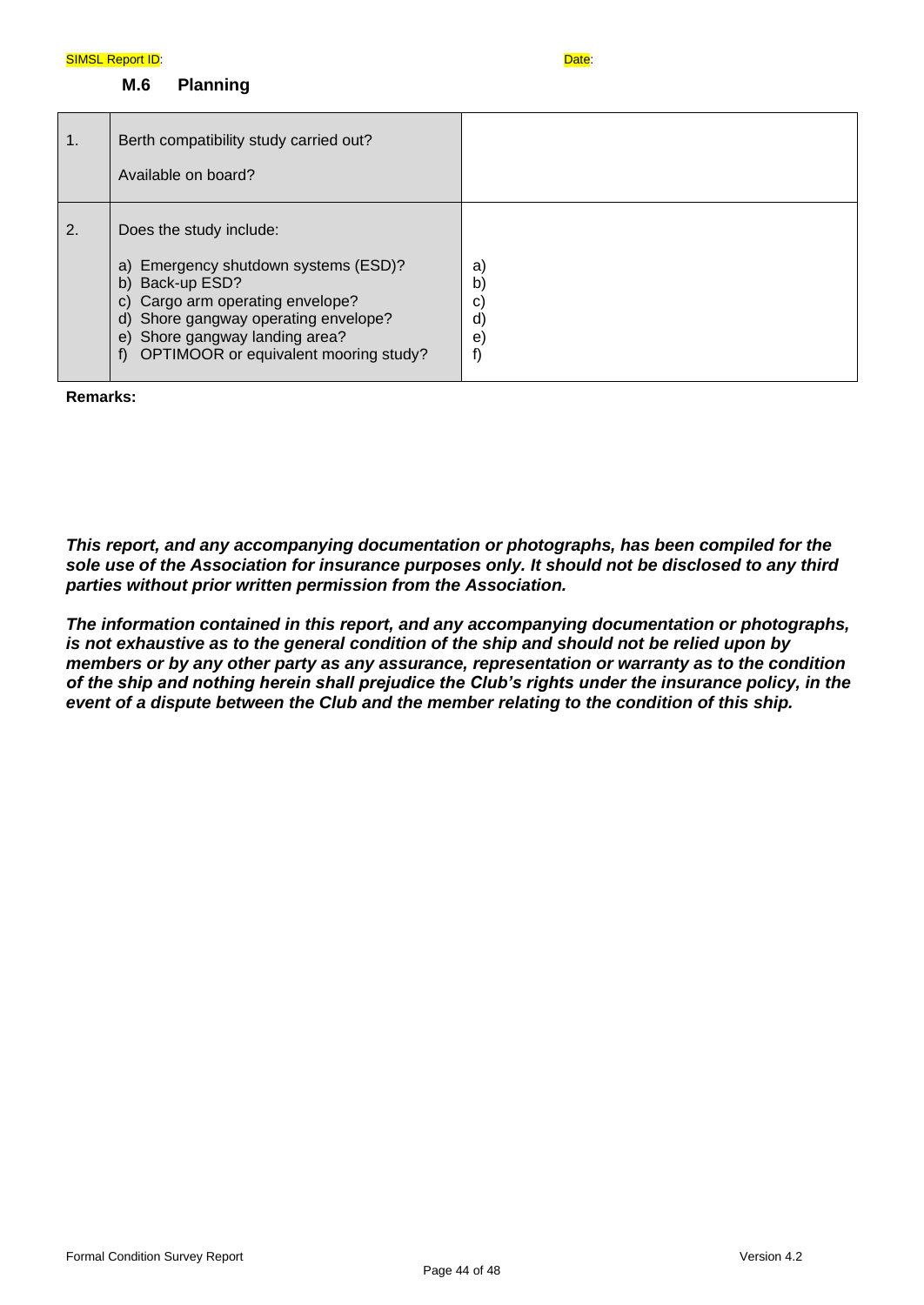SIMSL Report ID: Date:

## M.6 Planning

| | | |
|---|---|---|
| 1. | Berth compatibility study carried out?<br><br>Available on board? | |
| 2. | Does the study include:<br><br>a) Emergency shutdown systems (ESD)?<br>b) Back-up ESD?<br>c) Cargo arm operating envelope?<br>d) Shore gangway operating envelope?<br>e) Shore gangway landing area?<br>f) OPTIMOOR or equivalent mooring study? | a)<br>b)<br>c)<br>d)<br>e)<br>f) |

**Remarks:**

***This report, and any accompanying documentation or photographs, has been compiled for the sole use of the Association for insurance purposes only. It should not be disclosed to any third parties without prior written permission from the Association.***

***The information contained in this report, and any accompanying documentation or photographs, is not exhaustive as to the general condition of the ship and should not be relied upon by members or by any other party as any assurance, representation or warranty as to the condition of the ship and nothing herein shall prejudice the Club's rights under the insurance policy, in the event of a dispute between the Club and the member relating to the condition of this ship.***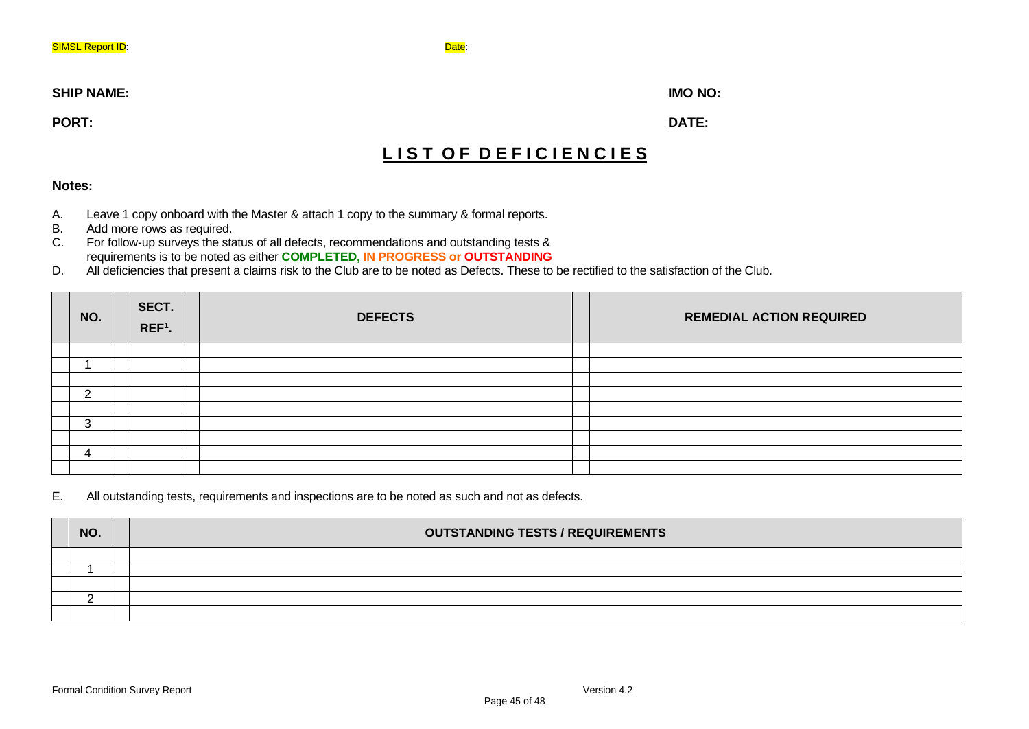SIMSL Report ID: Date:

**SHIP NAME:** **IMO NO:**

**PORT:** **DATE:**

# LIST OF DEFICIENCIES

**Notes:**

A. Leave 1 copy onboard with the Master & attach 1 copy to the summary & formal reports.
B. Add more rows as required.
C. For follow-up surveys the status of all defects, recommendations and outstanding tests & requirements is to be noted as either **COMPLETED, IN PROGRESS or OUTSTANDING**
D. All deficiencies that present a claims risk to the Club are to be noted as Defects. These to be rectified to the satisfaction of the Club.

| | NO. | | SECT. REF[1]. | | DEFECTS | | REMEDIAL ACTION REQUIRED |
|---|---|---|---|---|---|---|---|
| | | | | | | | |
| | 1 | | | | | | |
| | | | | | | | |
| | 2 | | | | | | |
| | | | | | | | |
| | 3 | | | | | | |
| | | | | | | | |
| | 4 | | | | | | |
| | | | | | | | |

E. All outstanding tests, requirements and inspections are to be noted as such and not as defects.

| | NO. | | OUTSTANDING TESTS / REQUIREMENTS |
|---|---|---|---|
| | | | |
| | 1 | | |
| | | | |
| | 2 | | |
| | | | |

Formal Condition Survey Report Version 4.2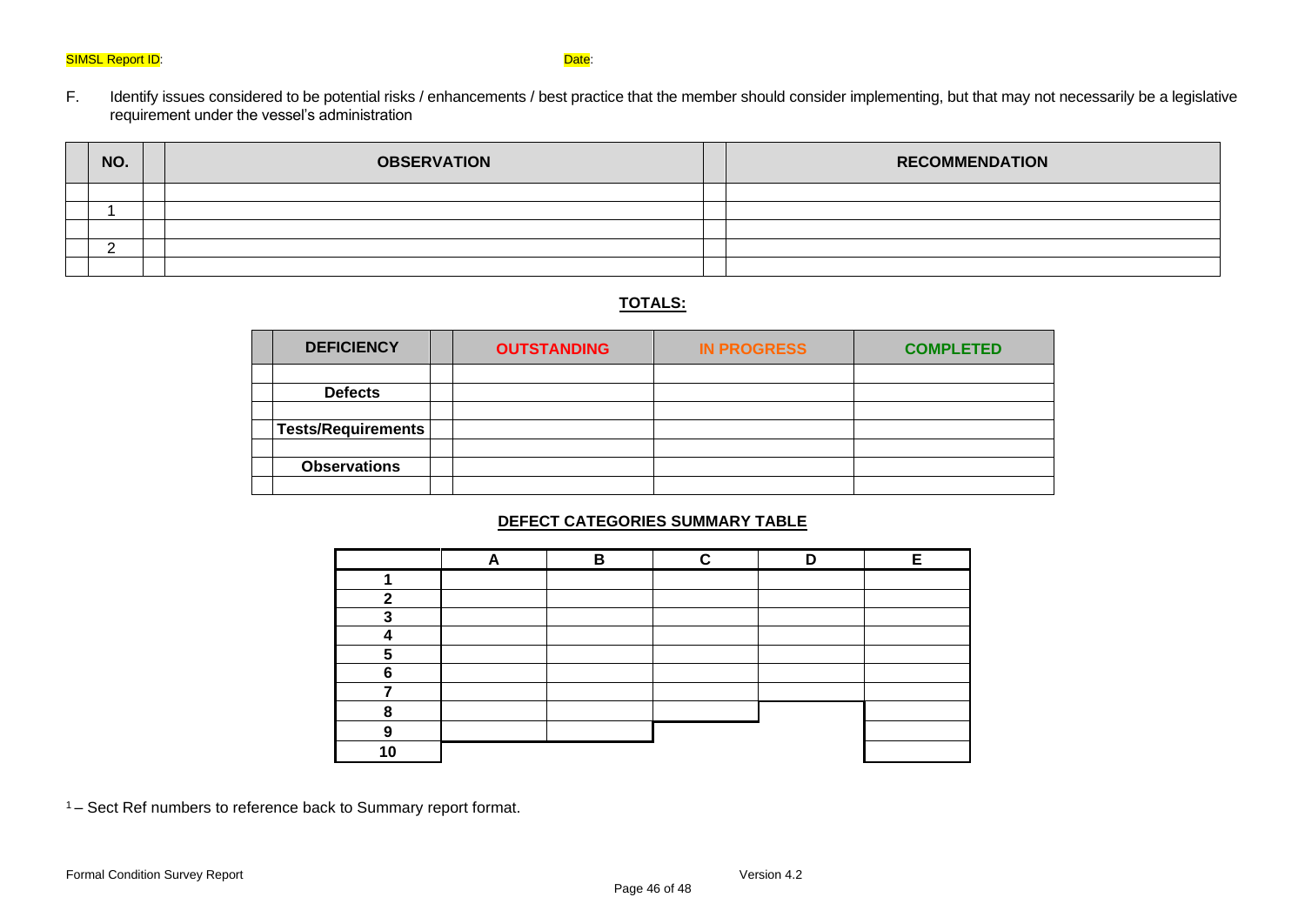SIMSL Report ID: Date:

F. Identify issues considered to be potential risks / enhancements / best practice that the member should consider implementing, but that may not necessarily be a legislative requirement under the vessel's administration

| | NO. | | OBSERVATION | | RECOMMENDATION |
|---|---|---|---|---|---|
| | | | | | |
| | 1 | | | | |
| | | | | | |
| | 2 | | | | |
| | | | | | |

**TOTALS:**

| | DEFICIENCY | | OUTSTANDING | IN PROGRESS | COMPLETED |
|---|---|---|---|---|---|
| | | | | | |
| | **Defects** | | | | |
| | | | | | |
| | **Tests/Requirements** | | | | |
| | | | | | |
| | **Observations** | | | | |
| | | | | | |

**DEFECT CATEGORIES SUMMARY TABLE**

| | A | B | C | D | E |
|---|---|---|---|---|---|
| 1 | | | | | |
| 2 | | | | | |
| 3 | | | | | |
| 4 | | | | | |
| 5 | | | | | |
| 6 | | | | | |
| 7 | | | | | |
| 8 | | | | | |
| 9 | | | | | |
| 10 | | | | | |

[1] – Sect Ref numbers to reference back to Summary report format.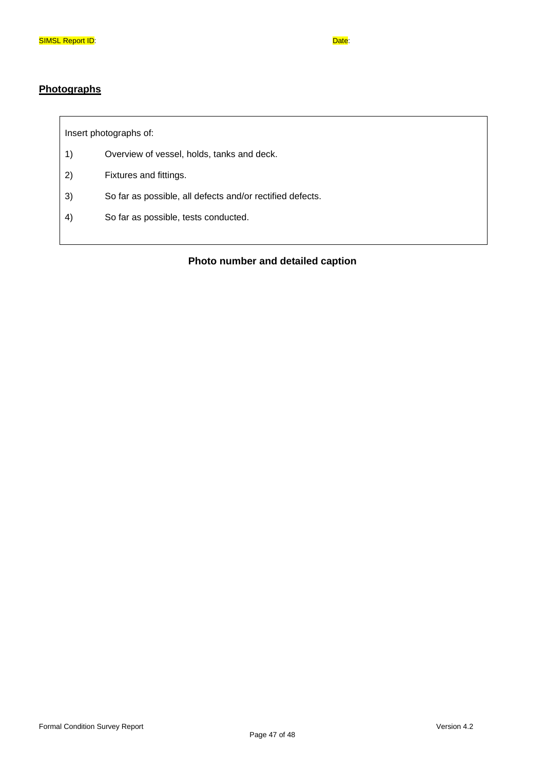SIMSL Report ID: Date:

## Photographs

Insert photographs of:

1) Overview of vessel, holds, tanks and deck.
2) Fixtures and fittings.
3) So far as possible, all defects and/or rectified defects.
4) So far as possible, tests conducted.

**Photo number and detailed caption**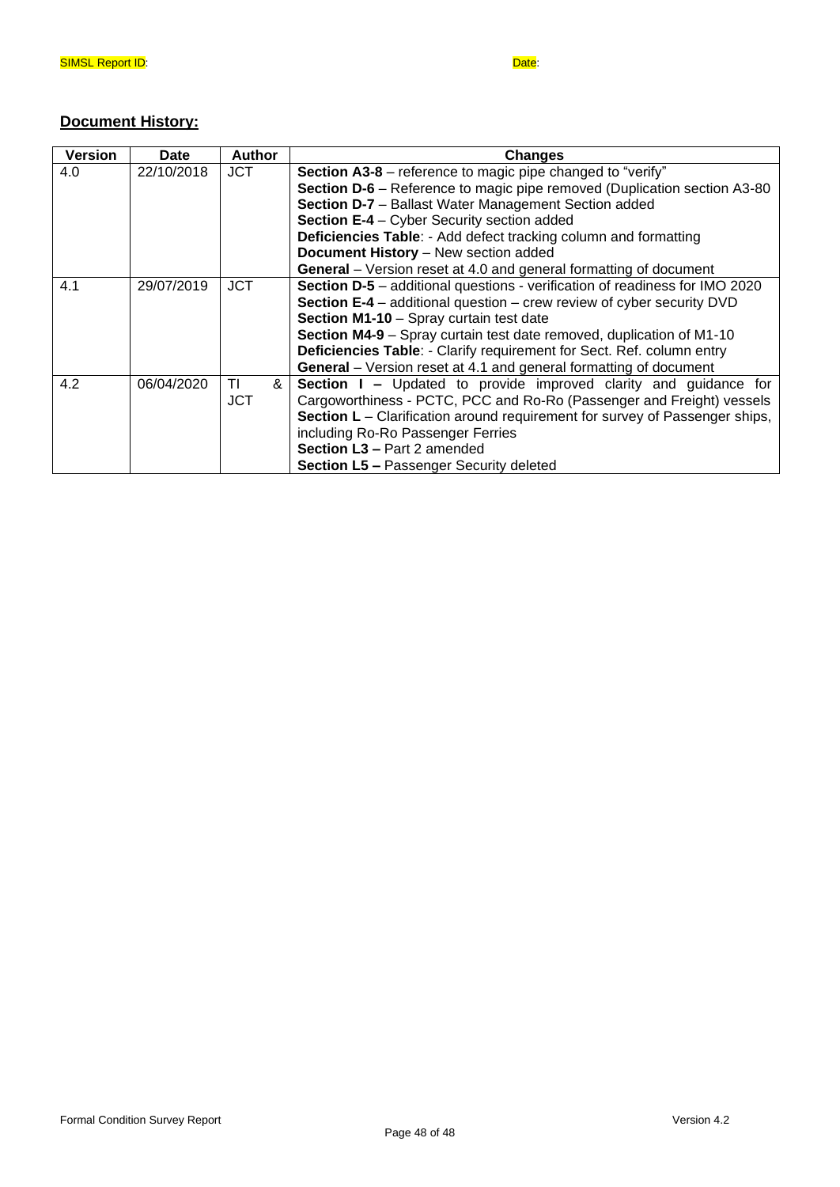SIMSL Report ID: Date:

## Document History:

| Version | Date | Author | Changes |
|---|---|---|---|
| 4.0 | 22/10/2018 | JCT | **Section A3-8** – reference to magic pipe changed to "verify"<br>**Section D-6** – Reference to magic pipe removed (Duplication section A3-80<br>**Section D-7** – Ballast Water Management Section added<br>**Section E-4** – Cyber Security section added<br>**Deficiencies Table**: - Add defect tracking column and formatting<br>**Document History** – New section added<br>**General** – Version reset at 4.0 and general formatting of document |
| 4.1 | 29/07/2019 | JCT | **Section D-5** – additional questions - verification of readiness for IMO 2020<br>**Section E-4** – additional question – crew review of cyber security DVD<br>**Section M1-10** – Spray curtain test date<br>**Section M4-9** – Spray curtain test date removed, duplication of M1-10<br>**Deficiencies Table**: - Clarify requirement for Sect. Ref. column entry<br>**General** – Version reset at 4.1 and general formatting of document |
| 4.2 | 06/04/2020 | TI & JCT | **Section I –** Updated to provide improved clarity and guidance for Cargoworthiness - PCTC, PCC and Ro-Ro (Passenger and Freight) vessels<br>**Section L** – Clarification around requirement for survey of Passenger ships, including Ro-Ro Passenger Ferries<br>**Section L3 –** Part 2 amended<br>**Section L5 –** Passenger Security deleted |